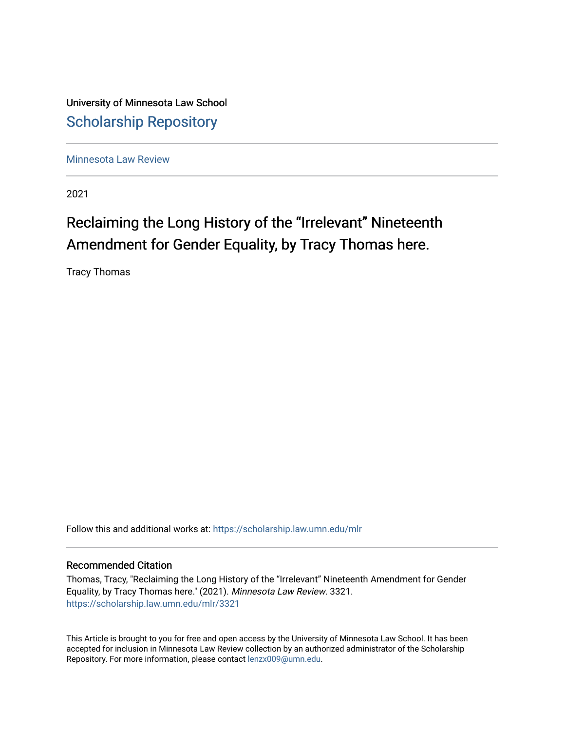University of Minnesota Law School

## Scholarship Repository

Minnesota Law Review

2021

# Reclaiming the Long History of the “Irrelevant” Nineteenth Amendment for Gender Equality, by Tracy Thomas here.

Tracy Thomas

Follow this and additional works at: https://scholarship.law.umn.edu/mlr

### Recommended Citation

Thomas, Tracy, "Reclaiming the Long History of the “Irrelevant” Nineteenth Amendment for Gender Equality, by Tracy Thomas here." (2021). *Minnesota Law Review*. 3321.
https://scholarship.law.umn.edu/mlr/3321

This Article is brought to you for free and open access by the University of Minnesota Law School. It has been accepted for inclusion in Minnesota Law Review collection by an authorized administrator of the Scholarship Repository. For more information, please contact lenzx009@umn.edu.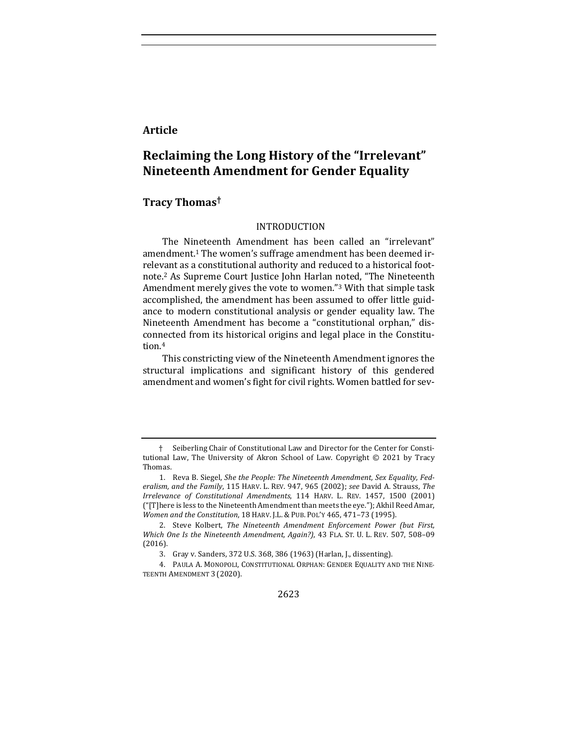**Article**

# Reclaiming the Long History of the "Irrelevant" Nineteenth Amendment for Gender Equality

## Tracy Thomas†

### INTRODUCTION

The Nineteenth Amendment has been called an "irrelevant" amendment.[1] The women's suffrage amendment has been deemed irrelevant as a constitutional authority and reduced to a historical footnote.[2] As Supreme Court Justice John Harlan noted, "The Nineteenth Amendment merely gives the vote to women."[3] With that simple task accomplished, the amendment has been assumed to offer little guidance to modern constitutional analysis or gender equality law. The Nineteenth Amendment has become a "constitutional orphan," disconnected from its historical origins and legal place in the Constitution.[4]

This constricting view of the Nineteenth Amendment ignores the structural implications and significant history of this gendered amendment and women's fight for civil rights. Women battled for sev-

---

† Seiberling Chair of Constitutional Law and Director for the Center for Constitutional Law, The University of Akron School of Law. Copyright © 2021 by Tracy Thomas.

1. Reva B. Siegel, *She the People: The Nineteenth Amendment, Sex Equality, Federalism, and the Family*, 115 HARV. L. REV. 947, 965 (2002); *see* David A. Strauss, *The Irrelevance of Constitutional Amendments*, 114 HARV. L. REV. 1457, 1500 (2001) ("[T]here is less to the Nineteenth Amendment than meets the eye."); Akhil Reed Amar, *Women and the Constitution*, 18 HARV. J.L. & PUB. POL'Y 465, 471–73 (1995).

2. Steve Kolbert, *The Nineteenth Amendment Enforcement Power (but First, Which One Is the Nineteenth Amendment, Again?)*, 43 FLA. ST. U. L. REV. 507, 508–09 (2016).

3. Gray v. Sanders, 372 U.S. 368, 386 (1963) (Harlan, J., dissenting).

4. PAULA A. MONOPOLI, CONSTITUTIONAL ORPHAN: GENDER EQUALITY AND THE NINETEENTH AMENDMENT 3 (2020).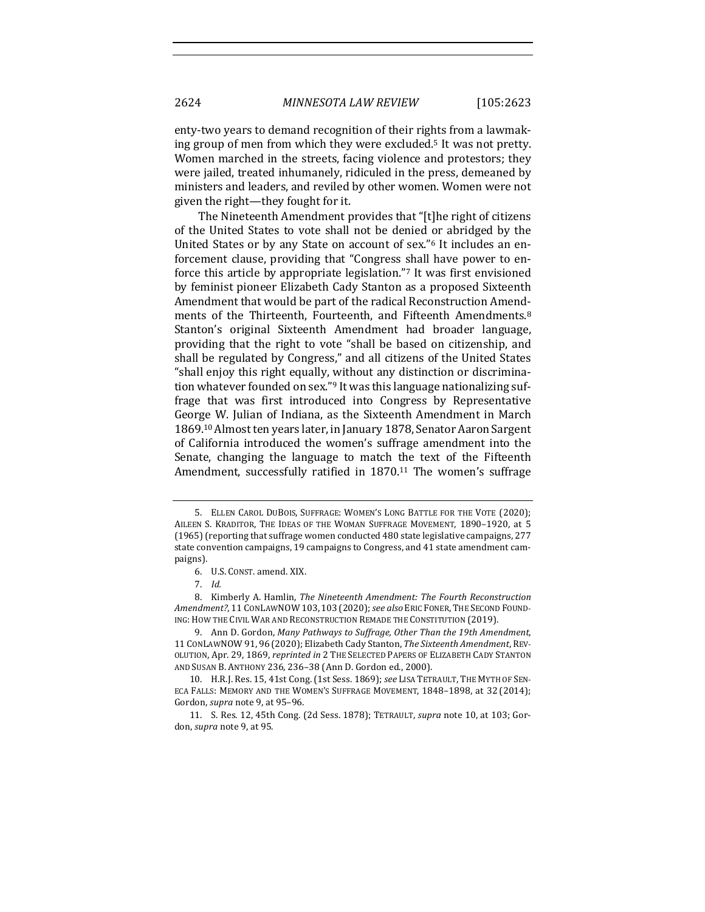enty-two years to demand recognition of their rights from a lawmaking group of men from which they were excluded.[5] It was not pretty. Women marched in the streets, facing violence and protestors; they were jailed, treated inhumanely, ridiculed in the press, demeaned by ministers and leaders, and reviled by other women. Women were not given the right—they fought for it.

The Nineteenth Amendment provides that "[t]he right of citizens of the United States to vote shall not be denied or abridged by the United States or by any State on account of sex."[6] It includes an enforcement clause, providing that "Congress shall have power to enforce this article by appropriate legislation."[7] It was first envisioned by feminist pioneer Elizabeth Cady Stanton as a proposed Sixteenth Amendment that would be part of the radical Reconstruction Amendments of the Thirteenth, Fourteenth, and Fifteenth Amendments.[8] Stanton's original Sixteenth Amendment had broader language, providing that the right to vote "shall be based on citizenship, and shall be regulated by Congress," and all citizens of the United States "shall enjoy this right equally, without any distinction or discrimination whatever founded on sex."[9] It was this language nationalizing suffrage that was first introduced into Congress by Representative George W. Julian of Indiana, as the Sixteenth Amendment in March 1869.[10] Almost ten years later, in January 1878, Senator Aaron Sargent of California introduced the women's suffrage amendment into the Senate, changing the language to match the text of the Fifteenth Amendment, successfully ratified in 1870.[11] The women's suffrage

---

5. ELLEN CAROL DUBOIS, SUFFRAGE: WOMEN'S LONG BATTLE FOR THE VOTE (2020); AILEEN S. KRADITOR, THE IDEAS OF THE WOMAN SUFFRAGE MOVEMENT, 1890–1920, at 5 (1965) (reporting that suffrage women conducted 480 state legislative campaigns, 277 state convention campaigns, 19 campaigns to Congress, and 41 state amendment campaigns).

6. U.S. CONST. amend. XIX.

7. *Id.*

8. Kimberly A. Hamlin, *The Nineteenth Amendment: The Fourth Reconstruction Amendment?*, 11 CONLAWNOW 103, 103 (2020); *see also* ERIC FONER, THE SECOND FOUNDING: HOW THE CIVIL WAR AND RECONSTRUCTION REMADE THE CONSTITUTION (2019).

9. Ann D. Gordon, *Many Pathways to Suffrage, Other Than the 19th Amendment*, 11 CONLAWNOW 91, 96 (2020); Elizabeth Cady Stanton, *The Sixteenth Amendment*, REVOLUTION, Apr. 29, 1869, *reprinted in* 2 THE SELECTED PAPERS OF ELIZABETH CADY STANTON AND SUSAN B. ANTHONY 236, 236–38 (Ann D. Gordon ed., 2000).

10. H.R.J. Res. 15, 41st Cong. (1st Sess. 1869); *see* LISA TETRAULT, THE MYTH OF SENECA FALLS: MEMORY AND THE WOMEN'S SUFFRAGE MOVEMENT, 1848–1898, at 32 (2014); Gordon, *supra* note 9, at 95–96.

11. S. Res. 12, 45th Cong. (2d Sess. 1878); TETRAULT, *supra* note 10, at 103; Gordon, *supra* note 9, at 95.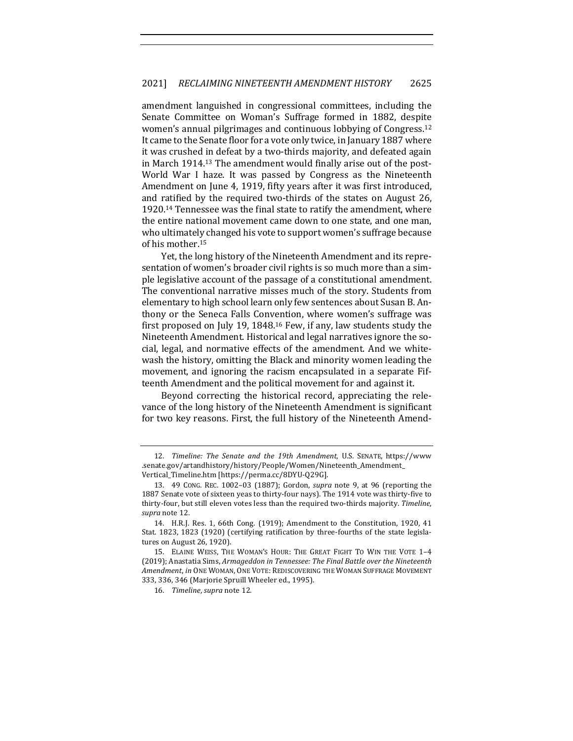amendment languished in congressional committees, including the Senate Committee on Woman's Suffrage formed in 1882, despite women's annual pilgrimages and continuous lobbying of Congress.[12] It came to the Senate floor for a vote only twice, in January 1887 where it was crushed in defeat by a two-thirds majority, and defeated again in March 1914.[13] The amendment would finally arise out of the post-World War I haze. It was passed by Congress as the Nineteenth Amendment on June 4, 1919, fifty years after it was first introduced, and ratified by the required two-thirds of the states on August 26, 1920.[14] Tennessee was the final state to ratify the amendment, where the entire national movement came down to one state, and one man, who ultimately changed his vote to support women's suffrage because of his mother.[15]

Yet, the long history of the Nineteenth Amendment and its representation of women's broader civil rights is so much more than a simple legislative account of the passage of a constitutional amendment. The conventional narrative misses much of the story. Students from elementary to high school learn only few sentences about Susan B. Anthony or the Seneca Falls Convention, where women's suffrage was first proposed on July 19, 1848.[16] Few, if any, law students study the Nineteenth Amendment. Historical and legal narratives ignore the social, legal, and normative effects of the amendment. And we whitewash the history, omitting the Black and minority women leading the movement, and ignoring the racism encapsulated in a separate Fifteenth Amendment and the political movement for and against it.

Beyond correcting the historical record, appreciating the relevance of the long history of the Nineteenth Amendment is significant for two key reasons. First, the full history of the Nineteenth Amend-

---

12. *Timeline: The Senate and the 19th Amendment*, U.S. SENATE, https://www.senate.gov/artandhistory/history/People/Women/Nineteenth_Amendment_Vertical_Timeline.htm [https://perma.cc/8DYU-Q29G].

13. 49 CONG. REC. 1002–03 (1887); Gordon, *supra* note 9, at 96 (reporting the 1887 Senate vote of sixteen yeas to thirty-four nays). The 1914 vote was thirty-five to thirty-four, but still eleven votes less than the required two-thirds majority. *Timeline*, *supra* note 12.

14. H.R.J. Res. 1, 66th Cong. (1919); Amendment to the Constitution, 1920, 41 Stat. 1823, 1823 (1920) (certifying ratification by three-fourths of the state legislatures on August 26, 1920).

15. ELAINE WEISS, THE WOMAN'S HOUR: THE GREAT FIGHT TO WIN THE VOTE 1–4 (2019); Anastatia Sims, *Armageddon in Tennessee: The Final Battle over the Nineteenth Amendment*, *in* ONE WOMAN, ONE VOTE: REDISCOVERING THE WOMAN SUFFRAGE MOVEMENT 333, 336, 346 (Marjorie Spruill Wheeler ed., 1995).

16. *Timeline*, *supra* note 12.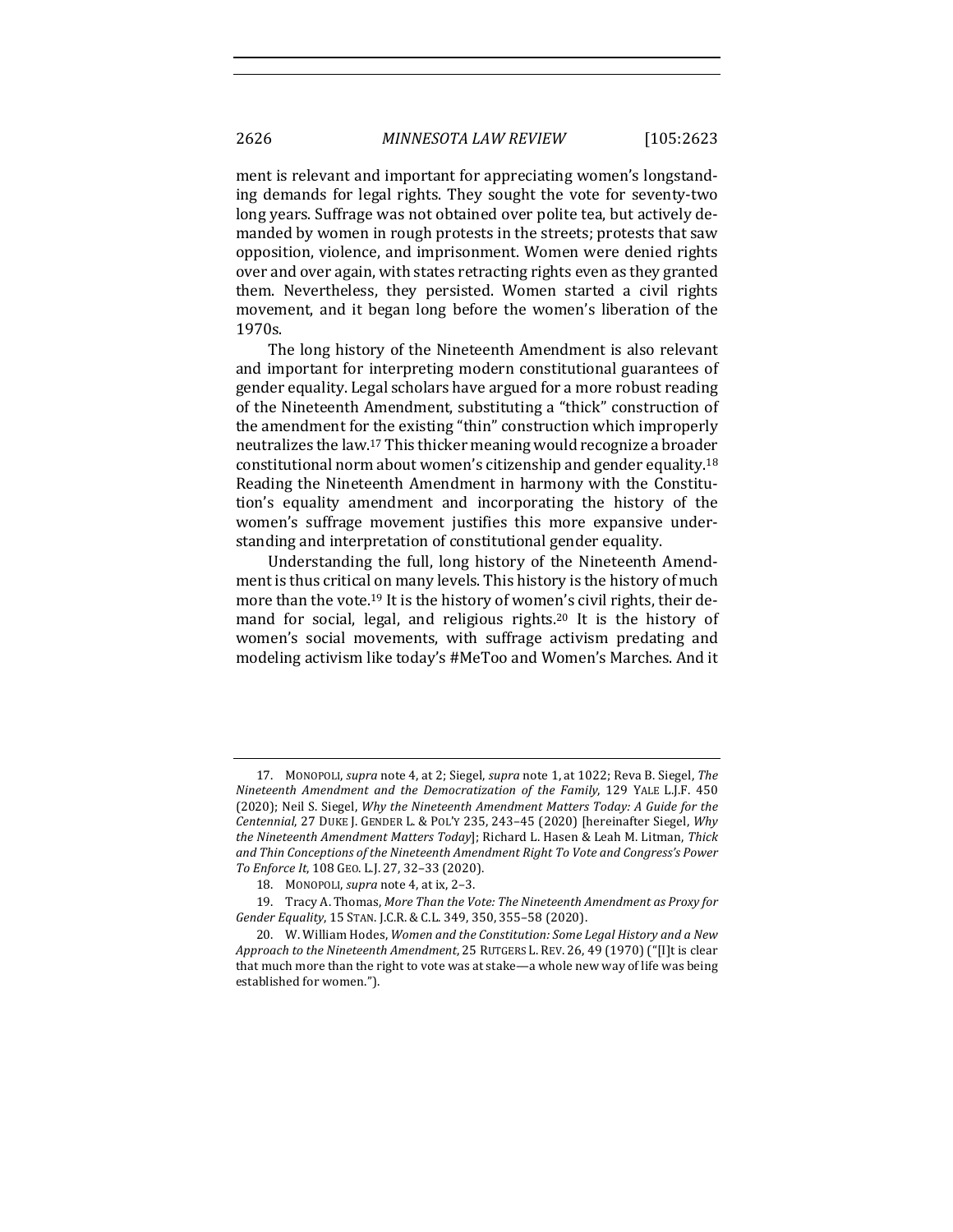ment is relevant and important for appreciating women's longstanding demands for legal rights. They sought the vote for seventy-two long years. Suffrage was not obtained over polite tea, but actively demanded by women in rough protests in the streets; protests that saw opposition, violence, and imprisonment. Women were denied rights over and over again, with states retracting rights even as they granted them. Nevertheless, they persisted. Women started a civil rights movement, and it began long before the women's liberation of the 1970s.

The long history of the Nineteenth Amendment is also relevant and important for interpreting modern constitutional guarantees of gender equality. Legal scholars have argued for a more robust reading of the Nineteenth Amendment, substituting a "thick" construction of the amendment for the existing "thin" construction which improperly neutralizes the law.[17] This thicker meaning would recognize a broader constitutional norm about women's citizenship and gender equality.[18] Reading the Nineteenth Amendment in harmony with the Constitution's equality amendment and incorporating the history of the women's suffrage movement justifies this more expansive understanding and interpretation of constitutional gender equality.

Understanding the full, long history of the Nineteenth Amendment is thus critical on many levels. This history is the history of much more than the vote.[19] It is the history of women's civil rights, their demand for social, legal, and religious rights.[20] It is the history of women's social movements, with suffrage activism predating and modeling activism like today's #MeToo and Women's Marches. And it

---

17. MONOPOLI, *supra* note 4, at 2; Siegel, *supra* note 1, at 1022; Reva B. Siegel, *The Nineteenth Amendment and the Democratization of the Family*, 129 YALE L.J.F. 450 (2020); Neil S. Siegel, *Why the Nineteenth Amendment Matters Today: A Guide for the Centennial*, 27 DUKE J. GENDER L. & POL'Y 235, 243–45 (2020) [hereinafter Siegel, *Why the Nineteenth Amendment Matters Today*]; Richard L. Hasen & Leah M. Litman, *Thick and Thin Conceptions of the Nineteenth Amendment Right To Vote and Congress's Power To Enforce It*, 108 GEO. L.J. 27, 32–33 (2020).

18. MONOPOLI, *supra* note 4, at ix, 2–3.

19. Tracy A. Thomas, *More Than the Vote: The Nineteenth Amendment as Proxy for Gender Equality*, 15 STAN. J.C.R. & C.L. 349, 350, 355–58 (2020).

20. W. William Hodes, *Women and the Constitution: Some Legal History and a New Approach to the Nineteenth Amendment*, 25 RUTGERS L. REV. 26, 49 (1970) ("[I]t is clear that much more than the right to vote was at stake—a whole new way of life was being established for women.").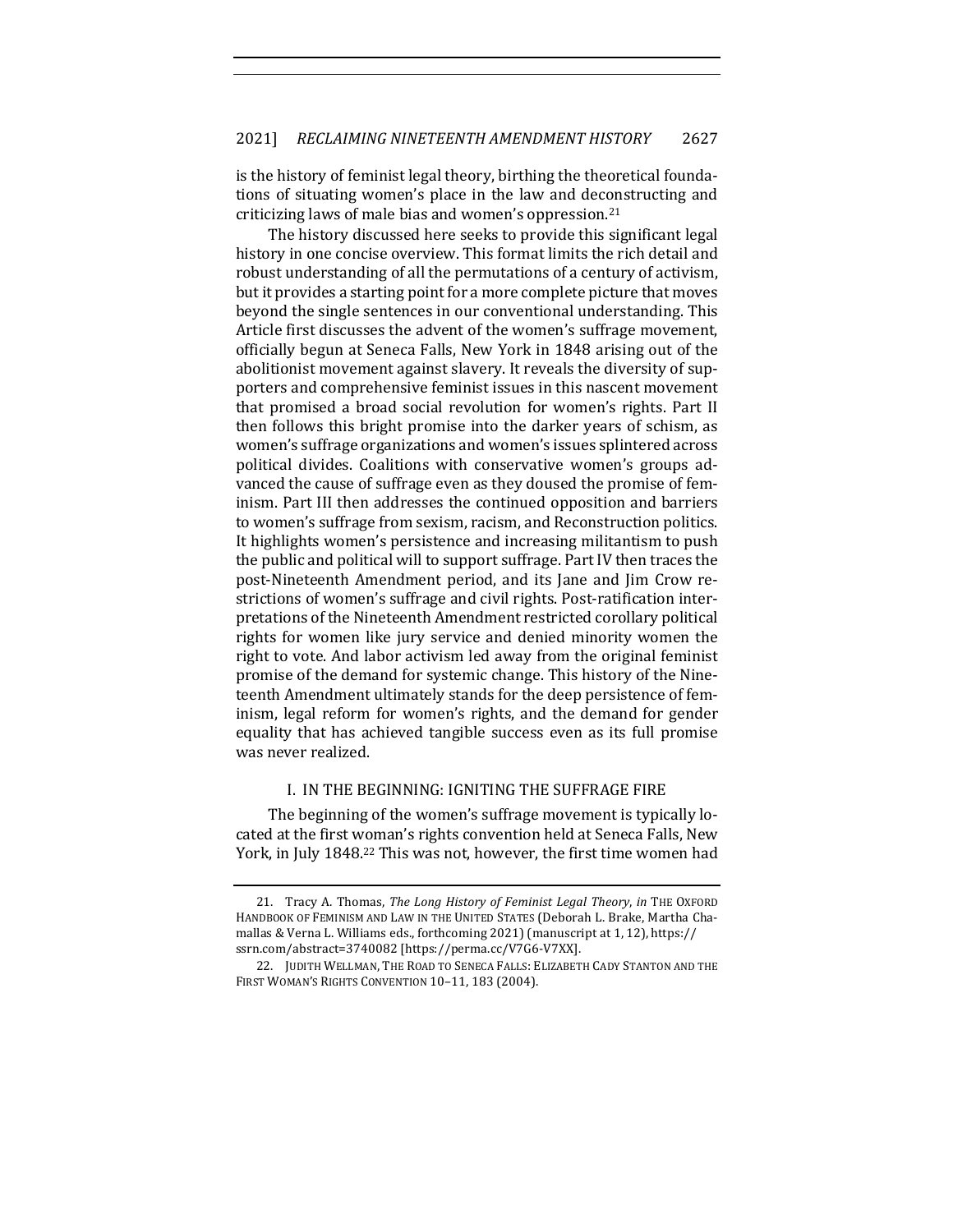is the history of feminist legal theory, birthing the theoretical foundations of situating women's place in the law and deconstructing and criticizing laws of male bias and women's oppression.[21]

The history discussed here seeks to provide this significant legal history in one concise overview. This format limits the rich detail and robust understanding of all the permutations of a century of activism, but it provides a starting point for a more complete picture that moves beyond the single sentences in our conventional understanding. This Article first discusses the advent of the women's suffrage movement, officially begun at Seneca Falls, New York in 1848 arising out of the abolitionist movement against slavery. It reveals the diversity of supporters and comprehensive feminist issues in this nascent movement that promised a broad social revolution for women's rights. Part II then follows this bright promise into the darker years of schism, as women's suffrage organizations and women's issues splintered across political divides. Coalitions with conservative women's groups advanced the cause of suffrage even as they doused the promise of feminism. Part III then addresses the continued opposition and barriers to women's suffrage from sexism, racism, and Reconstruction politics. It highlights women's persistence and increasing militantism to push the public and political will to support suffrage. Part IV then traces the post-Nineteenth Amendment period, and its Jane and Jim Crow restrictions of women's suffrage and civil rights. Post-ratification interpretations of the Nineteenth Amendment restricted corollary political rights for women like jury service and denied minority women the right to vote. And labor activism led away from the original feminist promise of the demand for systemic change. This history of the Nineteenth Amendment ultimately stands for the deep persistence of feminism, legal reform for women's rights, and the demand for gender equality that has achieved tangible success even as its full promise was never realized.

## I. IN THE BEGINNING: IGNITING THE SUFFRAGE FIRE

The beginning of the women's suffrage movement is typically located at the first woman's rights convention held at Seneca Falls, New York, in July 1848.[22] This was not, however, the first time women had

---

21. Tracy A. Thomas, *The Long History of Feminist Legal Theory*, *in* THE OXFORD HANDBOOK OF FEMINISM AND LAW IN THE UNITED STATES (Deborah L. Brake, Martha Chamallas & Verna L. Williams eds., forthcoming 2021) (manuscript at 1, 12), https://ssrn.com/abstract=3740082 [https://perma.cc/V7G6-V7XX].

22. JUDITH WELLMAN, THE ROAD TO SENECA FALLS: ELIZABETH CADY STANTON AND THE FIRST WOMAN'S RIGHTS CONVENTION 10–11, 183 (2004).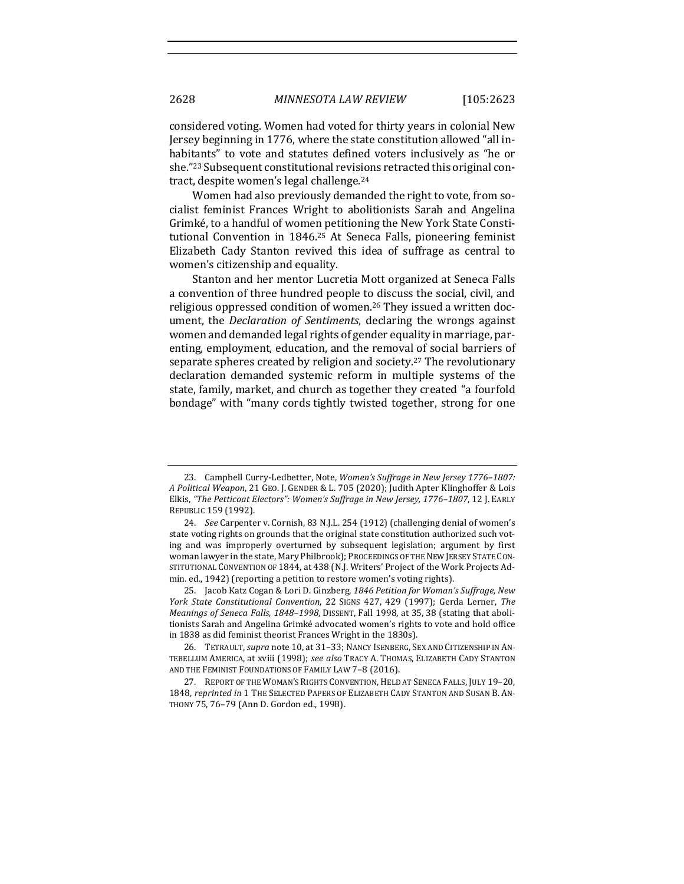considered voting. Women had voted for thirty years in colonial New Jersey beginning in 1776, where the state constitution allowed "all inhabitants" to vote and statutes defined voters inclusively as "he or she."[23] Subsequent constitutional revisions retracted this original contract, despite women's legal challenge.[24]

Women had also previously demanded the right to vote, from socialist feminist Frances Wright to abolitionists Sarah and Angelina Grimké, to a handful of women petitioning the New York State Constitutional Convention in 1846.[25] At Seneca Falls, pioneering feminist Elizabeth Cady Stanton revived this idea of suffrage as central to women's citizenship and equality.

Stanton and her mentor Lucretia Mott organized at Seneca Falls a convention of three hundred people to discuss the social, civil, and religious oppressed condition of women.[26] They issued a written document, the *Declaration of Sentiments*, declaring the wrongs against women and demanded legal rights of gender equality in marriage, parenting, employment, education, and the removal of social barriers of separate spheres created by religion and society.[27] The revolutionary declaration demanded systemic reform in multiple systems of the state, family, market, and church as together they created "a fourfold bondage" with "many cords tightly twisted together, strong for one

---

23. Campbell Curry-Ledbetter, Note, *Women's Suffrage in New Jersey 1776–1807: A Political Weapon*, 21 GEO. J. GENDER & L. 705 (2020); Judith Apter Klinghoffer & Lois Elkis, *"The Petticoat Electors": Women's Suffrage in New Jersey, 1776–1807*, 12 J. EARLY REPUBLIC 159 (1992).

24. *See* Carpenter v. Cornish, 83 N.J.L. 254 (1912) (challenging denial of women's state voting rights on grounds that the original state constitution authorized such voting and was improperly overturned by subsequent legislation; argument by first woman lawyer in the state, Mary Philbrook); PROCEEDINGS OF THE NEW JERSEY STATE CONSTITUTIONAL CONVENTION OF 1844, at 438 (N.J. Writers' Project of the Work Projects Admin. ed., 1942) (reporting a petition to restore women's voting rights).

25. Jacob Katz Cogan & Lori D. Ginzberg, *1846 Petition for Woman's Suffrage, New York State Constitutional Convention*, 22 SIGNS 427, 429 (1997); Gerda Lerner, *The Meanings of Seneca Falls, 1848–1998*, DISSENT, Fall 1998, at 35, 38 (stating that abolitionists Sarah and Angelina Grimké advocated women's rights to vote and hold office in 1838 as did feminist theorist Frances Wright in the 1830s).

26. TETRAULT, *supra* note 10, at 31–33; NANCY ISENBERG, SEX AND CITIZENSHIP IN ANTEBELLUM AMERICA, at xviii (1998); *see also* TRACY A. THOMAS, ELIZABETH CADY STANTON AND THE FEMINIST FOUNDATIONS OF FAMILY LAW 7–8 (2016).

27. REPORT OF THE WOMAN'S RIGHTS CONVENTION, HELD AT SENECA FALLS, JULY 19–20, 1848, *reprinted in* 1 THE SELECTED PAPERS OF ELIZABETH CADY STANTON AND SUSAN B. ANTHONY 75, 76–79 (Ann D. Gordon ed., 1998).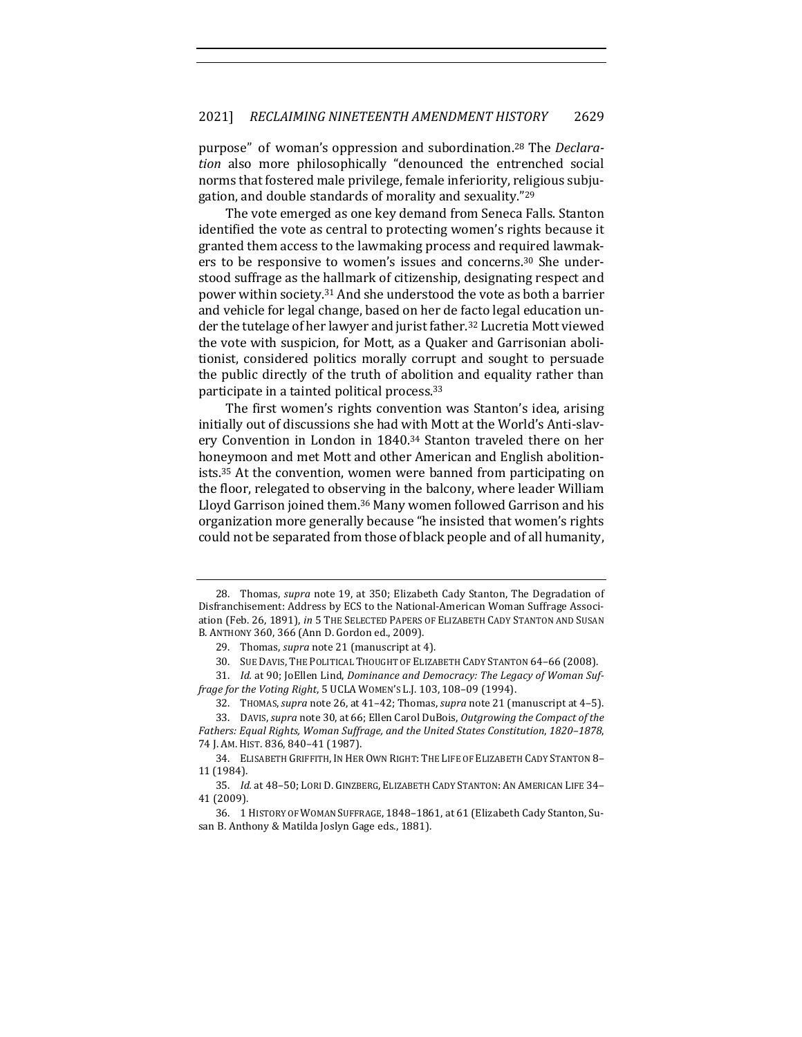purpose" of woman's oppression and subordination.[28] The *Declaration* also more philosophically "denounced the entrenched social norms that fostered male privilege, female inferiority, religious subjugation, and double standards of morality and sexuality."[29]

The vote emerged as one key demand from Seneca Falls. Stanton identified the vote as central to protecting women's rights because it granted them access to the lawmaking process and required lawmakers to be responsive to women's issues and concerns.[30] She understood suffrage as the hallmark of citizenship, designating respect and power within society.[31] And she understood the vote as both a barrier and vehicle for legal change, based on her de facto legal education under the tutelage of her lawyer and jurist father.[32] Lucretia Mott viewed the vote with suspicion, for Mott, as a Quaker and Garrisonian abolitionist, considered politics morally corrupt and sought to persuade the public directly of the truth of abolition and equality rather than participate in a tainted political process.[33]

The first women's rights convention was Stanton's idea, arising initially out of discussions she had with Mott at the World's Anti-slavery Convention in London in 1840.[34] Stanton traveled there on her honeymoon and met Mott and other American and English abolitionists.[35] At the convention, women were banned from participating on the floor, relegated to observing in the balcony, where leader William Lloyd Garrison joined them.[36] Many women followed Garrison and his organization more generally because "he insisted that women's rights could not be separated from those of black people and of all humanity,

---

28. Thomas, *supra* note 19, at 350; Elizabeth Cady Stanton, The Degradation of Disfranchisement: Address by ECS to the National-American Woman Suffrage Association (Feb. 26, 1891), *in* 5 THE SELECTED PAPERS OF ELIZABETH CADY STANTON AND SUSAN B. ANTHONY 360, 366 (Ann D. Gordon ed., 2009).

29. Thomas, *supra* note 21 (manuscript at 4).

30. SUE DAVIS, THE POLITICAL THOUGHT OF ELIZABETH CADY STANTON 64–66 (2008).

31. *Id.* at 90; JoEllen Lind, *Dominance and Democracy: The Legacy of Woman Suffrage for the Voting Right*, 5 UCLA WOMEN'S L.J. 103, 108–09 (1994).

32. THOMAS, *supra* note 26, at 41–42; Thomas, *supra* note 21 (manuscript at 4–5).

33. DAVIS, *supra* note 30, at 66; Ellen Carol DuBois, *Outgrowing the Compact of the Fathers: Equal Rights, Woman Suffrage, and the United States Constitution, 1820–1878*, 74 J. AM. HIST. 836, 840–41 (1987).

34. ELISABETH GRIFFITH, IN HER OWN RIGHT: THE LIFE OF ELIZABETH CADY STANTON 8–11 (1984).

35. *Id.* at 48–50; LORI D. GINZBERG, ELIZABETH CADY STANTON: AN AMERICAN LIFE 34–41 (2009).

36. 1 HISTORY OF WOMAN SUFFRAGE, 1848–1861, at 61 (Elizabeth Cady Stanton, Susan B. Anthony & Matilda Joslyn Gage eds., 1881).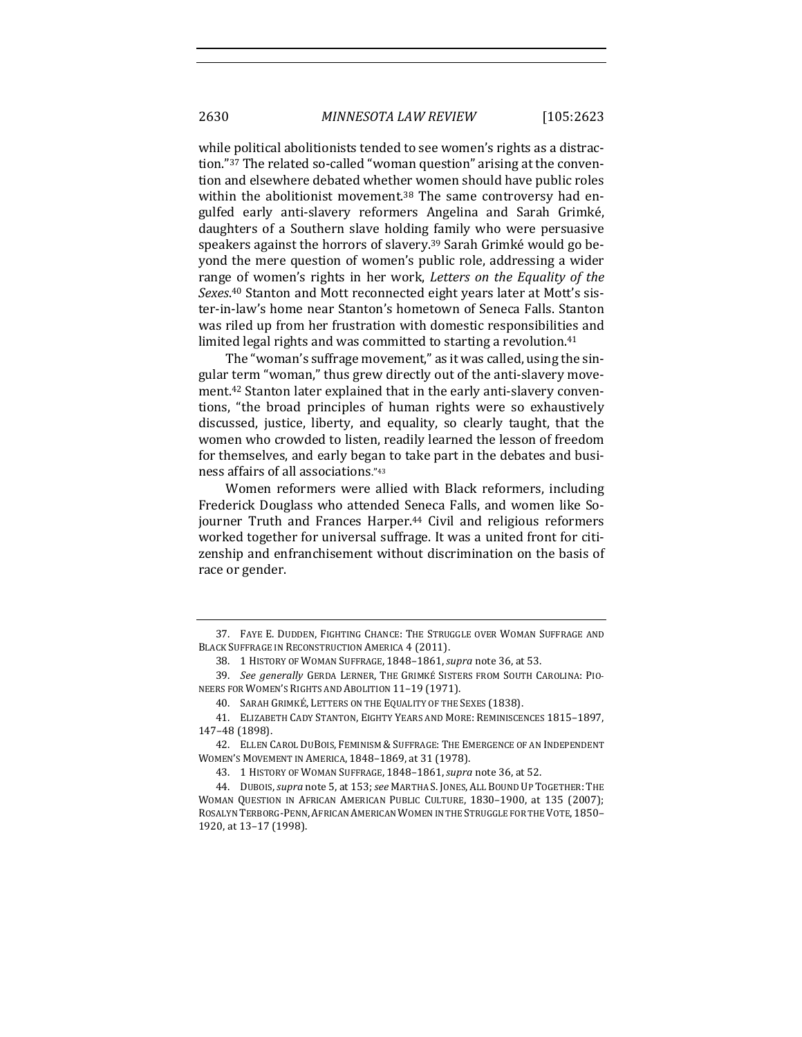while political abolitionists tended to see women's rights as a distraction."[37] The related so-called "woman question" arising at the convention and elsewhere debated whether women should have public roles within the abolitionist movement.[38] The same controversy had engulfed early anti-slavery reformers Angelina and Sarah Grimké, daughters of a Southern slave holding family who were persuasive speakers against the horrors of slavery.[39] Sarah Grimké would go beyond the mere question of women's public role, addressing a wider range of women's rights in her work, *Letters on the Equality of the Sexes*.[40] Stanton and Mott reconnected eight years later at Mott's sister-in-law's home near Stanton's hometown of Seneca Falls. Stanton was riled up from her frustration with domestic responsibilities and limited legal rights and was committed to starting a revolution.[41]

The "woman's suffrage movement," as it was called, using the singular term "woman," thus grew directly out of the anti-slavery movement.[42] Stanton later explained that in the early anti-slavery conventions, "the broad principles of human rights were so exhaustively discussed, justice, liberty, and equality, so clearly taught, that the women who crowded to listen, readily learned the lesson of freedom for themselves, and early began to take part in the debates and business affairs of all associations."[43]

Women reformers were allied with Black reformers, including Frederick Douglass who attended Seneca Falls, and women like Sojourner Truth and Frances Harper.[44] Civil and religious reformers worked together for universal suffrage. It was a united front for citizenship and enfranchisement without discrimination on the basis of race or gender.

---

37. FAYE E. DUDDEN, FIGHTING CHANCE: THE STRUGGLE OVER WOMAN SUFFRAGE AND BLACK SUFFRAGE IN RECONSTRUCTION AMERICA 4 (2011).

38. 1 HISTORY OF WOMAN SUFFRAGE, 1848–1861, *supra* note 36, at 53.

39. *See generally* GERDA LERNER, THE GRIMKÉ SISTERS FROM SOUTH CAROLINA: PIONEERS FOR WOMEN'S RIGHTS AND ABOLITION 11–19 (1971).

40. SARAH GRIMKÉ, LETTERS ON THE EQUALITY OF THE SEXES (1838).

41. ELIZABETH CADY STANTON, EIGHTY YEARS AND MORE: REMINISCENCES 1815–1897, 147–48 (1898).

42. ELLEN CAROL DUBOIS, FEMINISM & SUFFRAGE: THE EMERGENCE OF AN INDEPENDENT WOMEN'S MOVEMENT IN AMERICA, 1848–1869, at 31 (1978).

43. 1 HISTORY OF WOMAN SUFFRAGE, 1848–1861, *supra* note 36, at 52.

44. DUBOIS, *supra* note 5, at 153; *see* MARTHA S. JONES, ALL BOUND UP TOGETHER: THE WOMAN QUESTION IN AFRICAN AMERICAN PUBLIC CULTURE, 1830–1900, at 135 (2007); ROSALYN TERBORG-PENN, AFRICAN AMERICAN WOMEN IN THE STRUGGLE FOR THE VOTE, 1850–1920, at 13–17 (1998).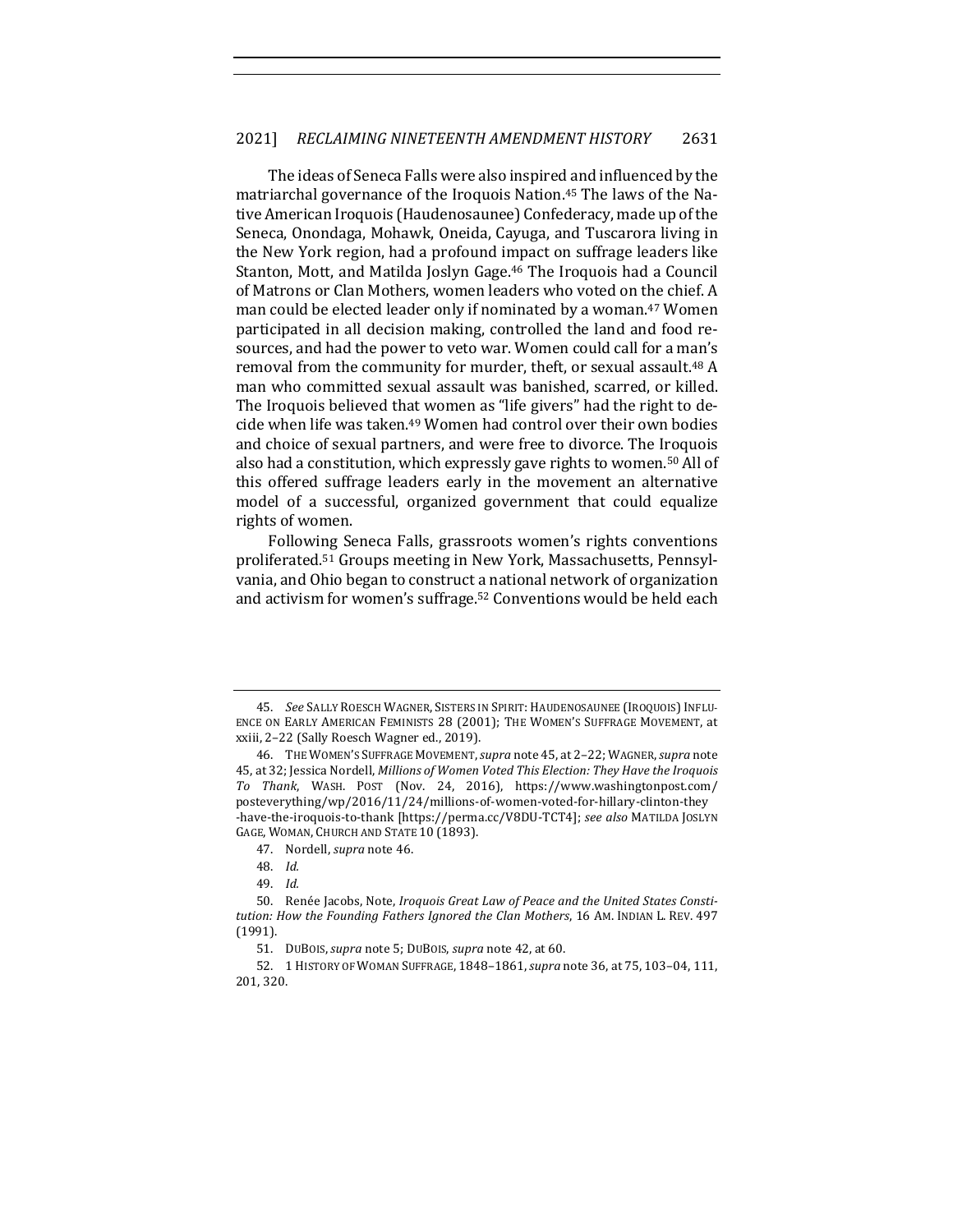The ideas of Seneca Falls were also inspired and influenced by the matriarchal governance of the Iroquois Nation.[45] The laws of the Native American Iroquois (Haudenosaunee) Confederacy, made up of the Seneca, Onondaga, Mohawk, Oneida, Cayuga, and Tuscarora living in the New York region, had a profound impact on suffrage leaders like Stanton, Mott, and Matilda Joslyn Gage.[46] The Iroquois had a Council of Matrons or Clan Mothers, women leaders who voted on the chief. A man could be elected leader only if nominated by a woman.[47] Women participated in all decision making, controlled the land and food resources, and had the power to veto war. Women could call for a man's removal from the community for murder, theft, or sexual assault.[48] A man who committed sexual assault was banished, scarred, or killed. The Iroquois believed that women as "life givers" had the right to decide when life was taken.[49] Women had control over their own bodies and choice of sexual partners, and were free to divorce. The Iroquois also had a constitution, which expressly gave rights to women.[50] All of this offered suffrage leaders early in the movement an alternative model of a successful, organized government that could equalize rights of women.

Following Seneca Falls, grassroots women's rights conventions proliferated.[51] Groups meeting in New York, Massachusetts, Pennsylvania, and Ohio began to construct a national network of organization and activism for women's suffrage.[52] Conventions would be held each

---

45. *See* SALLY ROESCH WAGNER, SISTERS IN SPIRIT: HAUDENOSAUNEE (IROQUOIS) INFLUENCE ON EARLY AMERICAN FEMINISTS 28 (2001); THE WOMEN'S SUFFRAGE MOVEMENT, at xxiii, 2–22 (Sally Roesch Wagner ed., 2019).

46. THE WOMEN'S SUFFRAGE MOVEMENT, *supra* note 45, at 2–22; WAGNER, *supra* note 45, at 32; Jessica Nordell, *Millions of Women Voted This Election: They Have the Iroquois To Thank*, WASH. POST (Nov. 24, 2016), https://www.washingtonpost.com/posteverything/wp/2016/11/24/millions-of-women-voted-for-hillary-clinton-they-have-the-iroquois-to-thank [https://perma.cc/V8DU-TCT4]; *see also* MATILDA JOSLYN GAGE, WOMAN, CHURCH AND STATE 10 (1893).

47. Nordell, *supra* note 46.

48. *Id.*

49. *Id.*

50. Renée Jacobs, Note, *Iroquois Great Law of Peace and the United States Constitution: How the Founding Fathers Ignored the Clan Mothers*, 16 AM. INDIAN L. REV. 497 (1991).

51. DUBOIS, *supra* note 5; DUBOIS, *supra* note 42, at 60.

52. 1 HISTORY OF WOMAN SUFFRAGE, 1848–1861, *supra* note 36, at 75, 103–04, 111, 201, 320.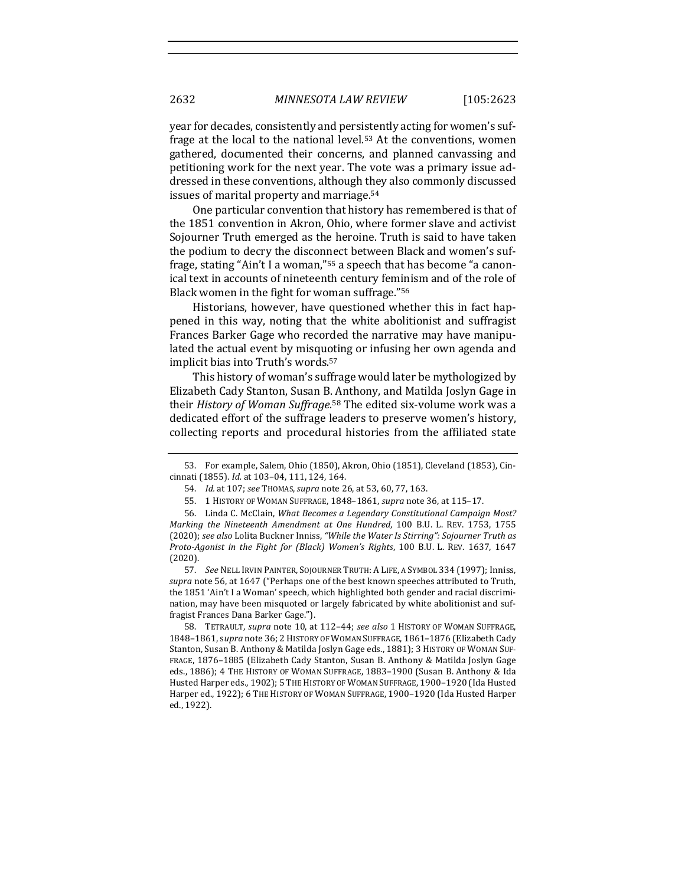year for decades, consistently and persistently acting for women's suffrage at the local to the national level.[53] At the conventions, women gathered, documented their concerns, and planned canvassing and petitioning work for the next year. The vote was a primary issue addressed in these conventions, although they also commonly discussed issues of marital property and marriage.[54]

One particular convention that history has remembered is that of the 1851 convention in Akron, Ohio, where former slave and activist Sojourner Truth emerged as the heroine. Truth is said to have taken the podium to decry the disconnect between Black and women's suffrage, stating "Ain't I a woman,"[55] a speech that has become "a canonical text in accounts of nineteenth century feminism and of the role of Black women in the fight for woman suffrage."[56]

Historians, however, have questioned whether this in fact happened in this way, noting that the white abolitionist and suffragist Frances Barker Gage who recorded the narrative may have manipulated the actual event by misquoting or infusing her own agenda and implicit bias into Truth's words.[57]

This history of woman's suffrage would later be mythologized by Elizabeth Cady Stanton, Susan B. Anthony, and Matilda Joslyn Gage in their *History of Woman Suffrage*.[58] The edited six-volume work was a dedicated effort of the suffrage leaders to preserve women's history, collecting reports and procedural histories from the affiliated state

---

53. For example, Salem, Ohio (1850), Akron, Ohio (1851), Cleveland (1853), Cincinnati (1855). *Id.* at 103–04, 111, 124, 164.

54. *Id.* at 107; *see* THOMAS, *supra* note 26, at 53, 60, 77, 163.

55. 1 HISTORY OF WOMAN SUFFRAGE, 1848–1861, *supra* note 36, at 115–17.

56. Linda C. McClain, *What Becomes a Legendary Constitutional Campaign Most? Marking the Nineteenth Amendment at One Hundred*, 100 B.U. L. REV. 1753, 1755 (2020); *see also* Lolita Buckner Inniss, *"While the Water Is Stirring": Sojourner Truth as Proto-Agonist in the Fight for (Black) Women's Rights*, 100 B.U. L. REV. 1637, 1647 (2020).

57. *See* NELL IRVIN PAINTER, SOJOURNER TRUTH: A LIFE, A SYMBOL 334 (1997); Inniss, *supra* note 56, at 1647 ("Perhaps one of the best known speeches attributed to Truth, the 1851 'Ain't I a Woman' speech, which highlighted both gender and racial discrimination, may have been misquoted or largely fabricated by white abolitionist and suffragist Frances Dana Barker Gage.").

58. TETRAULT, *supra* note 10, at 112–44; *see also* 1 HISTORY OF WOMAN SUFFRAGE, 1848–1861, s*upra* note 36; 2 HISTORY OF WOMAN SUFFRAGE, 1861–1876 (Elizabeth Cady Stanton, Susan B. Anthony & Matilda Joslyn Gage eds., 1881); 3 HISTORY OF WOMAN SUFFRAGE, 1876–1885 (Elizabeth Cady Stanton, Susan B. Anthony & Matilda Joslyn Gage eds., 1886); 4 THE HISTORY OF WOMAN SUFFRAGE, 1883–1900 (Susan B. Anthony & Ida Husted Harper eds., 1902); 5 THE HISTORY OF WOMAN SUFFRAGE, 1900–1920 (Ida Husted Harper ed., 1922); 6 THE HISTORY OF WOMAN SUFFRAGE, 1900–1920 (Ida Husted Harper ed., 1922).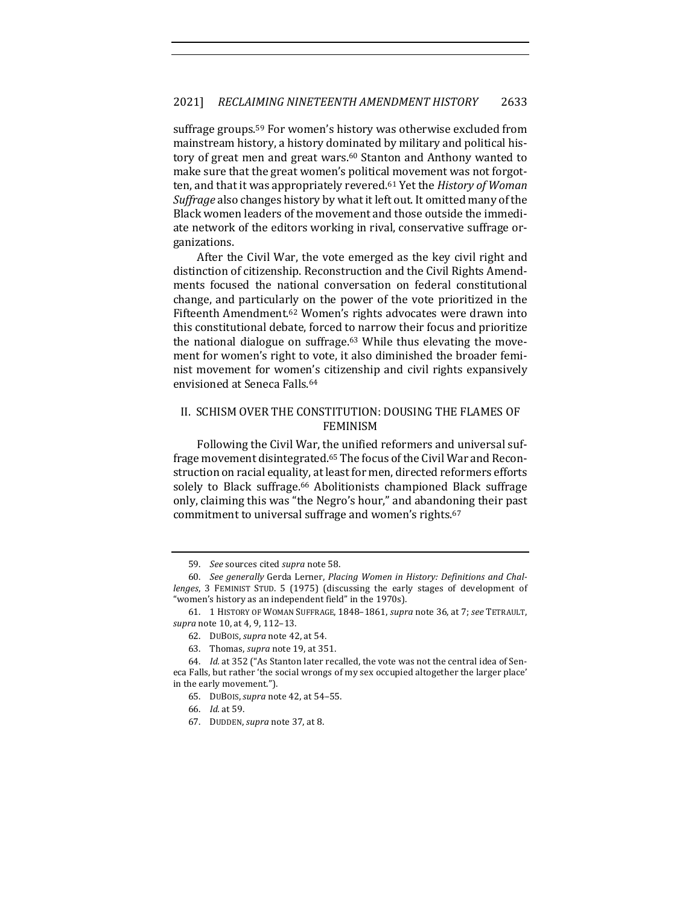suffrage groups.[59] For women's history was otherwise excluded from mainstream history, a history dominated by military and political history of great men and great wars.[60] Stanton and Anthony wanted to make sure that the great women's political movement was not forgotten, and that it was appropriately revered.[61] Yet the *History of Woman Suffrage* also changes history by what it left out. It omitted many of the Black women leaders of the movement and those outside the immediate network of the editors working in rival, conservative suffrage organizations.

After the Civil War, the vote emerged as the key civil right and distinction of citizenship. Reconstruction and the Civil Rights Amendments focused the national conversation on federal constitutional change, and particularly on the power of the vote prioritized in the Fifteenth Amendment.[62] Women's rights advocates were drawn into this constitutional debate, forced to narrow their focus and prioritize the national dialogue on suffrage.[63] While thus elevating the movement for women's right to vote, it also diminished the broader feminist movement for women's citizenship and civil rights expansively envisioned at Seneca Falls.[64]

## II. SCHISM OVER THE CONSTITUTION: DOUSING THE FLAMES OF FEMINISM

Following the Civil War, the unified reformers and universal suffrage movement disintegrated.[65] The focus of the Civil War and Reconstruction on racial equality, at least for men, directed reformers efforts solely to Black suffrage.[66] Abolitionists championed Black suffrage only, claiming this was "the Negro's hour," and abandoning their past commitment to universal suffrage and women's rights.[67]

---

59. *See* sources cited *supra* note 58.

60. *See generally* Gerda Lerner, *Placing Women in History: Definitions and Challenges*, 3 FEMINIST STUD. 5 (1975) (discussing the early stages of development of "women's history as an independent field" in the 1970s).

61. 1 HISTORY OF WOMAN SUFFRAGE, 1848–1861, *supra* note 36, at 7; *see* TETRAULT, *supra* note 10, at 4, 9, 112–13.

62. DUBOIS, *supra* note 42, at 54.

63. Thomas, *supra* note 19, at 351.

64. *Id.* at 352 ("As Stanton later recalled, the vote was not the central idea of Seneca Falls, but rather 'the social wrongs of my sex occupied altogether the larger place' in the early movement.").

65. DUBOIS, *supra* note 42, at 54–55.

66. *Id.* at 59.

67. DUDDEN, *supra* note 37, at 8.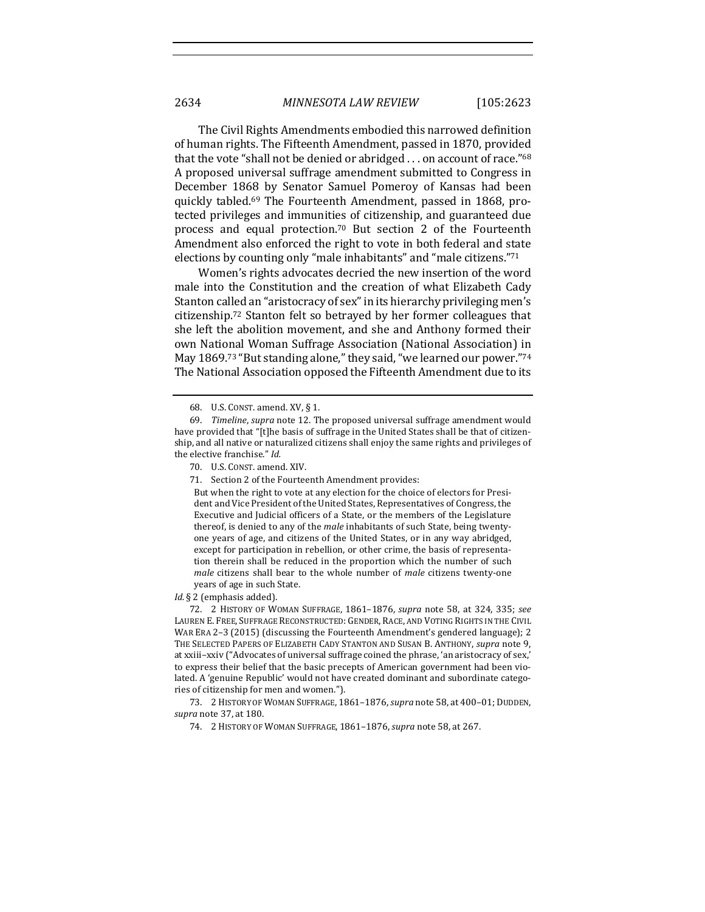The Civil Rights Amendments embodied this narrowed definition of human rights. The Fifteenth Amendment, passed in 1870, provided that the vote "shall not be denied or abridged . . . on account of race."[68] A proposed universal suffrage amendment submitted to Congress in December 1868 by Senator Samuel Pomeroy of Kansas had been quickly tabled.[69] The Fourteenth Amendment, passed in 1868, protected privileges and immunities of citizenship, and guaranteed due process and equal protection.[70] But section 2 of the Fourteenth Amendment also enforced the right to vote in both federal and state elections by counting only "male inhabitants" and "male citizens."[71]

Women's rights advocates decried the new insertion of the word male into the Constitution and the creation of what Elizabeth Cady Stanton called an "aristocracy of sex" in its hierarchy privileging men's citizenship.[72] Stanton felt so betrayed by her former colleagues that she left the abolition movement, and she and Anthony formed their own National Woman Suffrage Association (National Association) in May 1869.[73] "But standing alone," they said, "we learned our power."[74] The National Association opposed the Fifteenth Amendment due to its

---

68. U.S. CONST. amend. XV, § 1.

69. *Timeline*, *supra* note 12. The proposed universal suffrage amendment would have provided that "[t]he basis of suffrage in the United States shall be that of citizenship, and all native or naturalized citizens shall enjoy the same rights and privileges of the elective franchise." *Id.*

70. U.S. CONST. amend. XIV.

71. Section 2 of the Fourteenth Amendment provides:

> But when the right to vote at any election for the choice of electors for President and Vice President of the United States, Representatives of Congress, the Executive and Judicial officers of a State, or the members of the Legislature thereof, is denied to any of the *male* inhabitants of such State, being twenty-one years of age, and citizens of the United States, or in any way abridged, except for participation in rebellion, or other crime, the basis of representation therein shall be reduced in the proportion which the number of such *male* citizens shall bear to the whole number of *male* citizens twenty-one years of age in such State.

*Id.* § 2 (emphasis added).

72. 2 HISTORY OF WOMAN SUFFRAGE, 1861–1876, *supra* note 58, at 324, 335; *see* LAUREN E. FREE, SUFFRAGE RECONSTRUCTED: GENDER, RACE, AND VOTING RIGHTS IN THE CIVIL WAR ERA 2–3 (2015) (discussing the Fourteenth Amendment's gendered language); 2 THE SELECTED PAPERS OF ELIZABETH CADY STANTON AND SUSAN B. ANTHONY, *supra* note 9, at xxiii–xxiv ("Advocates of universal suffrage coined the phrase, 'an aristocracy of sex,' to express their belief that the basic precepts of American government had been violated. A 'genuine Republic' would not have created dominant and subordinate categories of citizenship for men and women.").

73. 2 HISTORY OF WOMAN SUFFRAGE, 1861–1876, *supra* note 58, at 400–01; DUDDEN, *supra* note 37, at 180.

74. 2 HISTORY OF WOMAN SUFFRAGE, 1861–1876, *supra* note 58, at 267.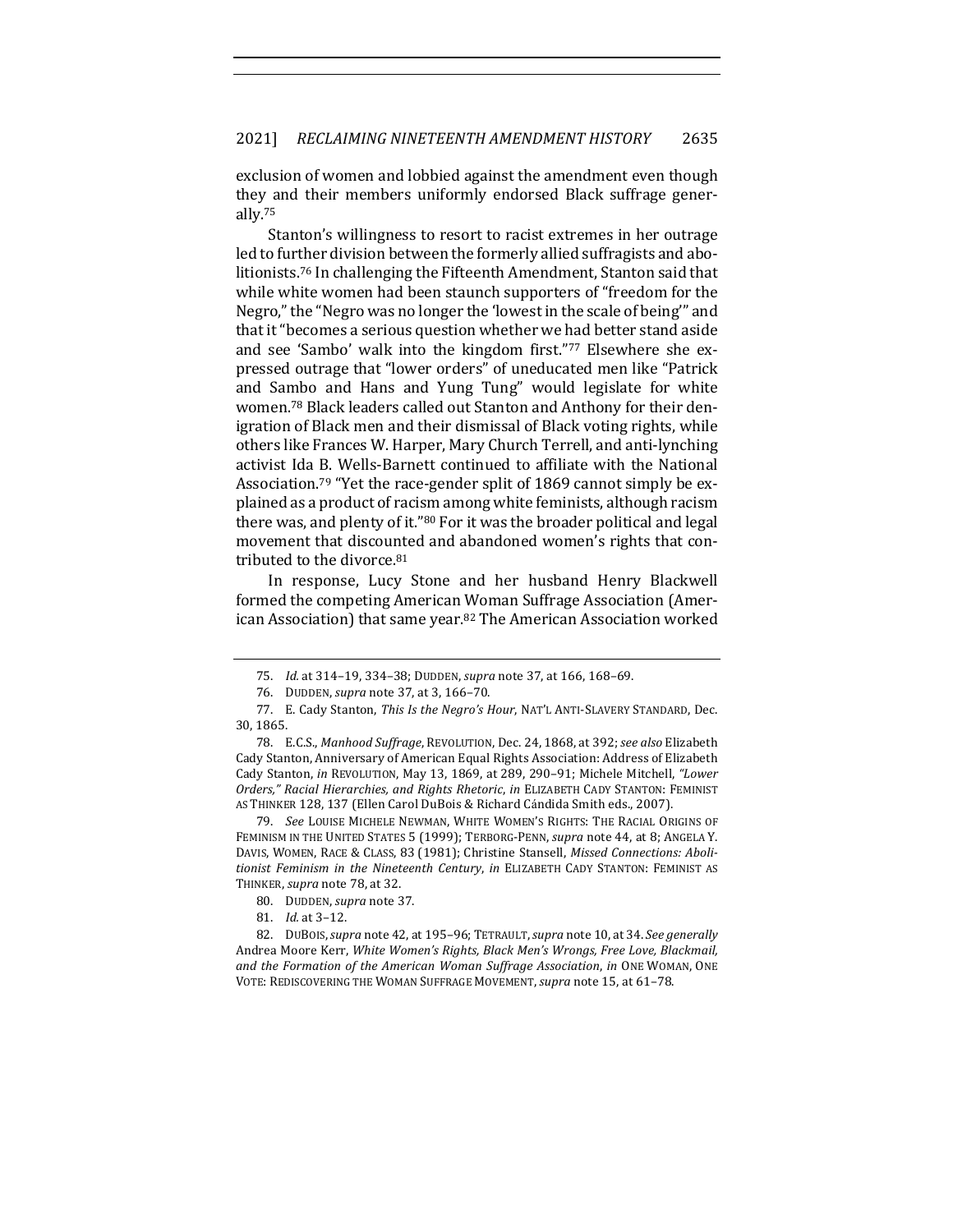exclusion of women and lobbied against the amendment even though they and their members uniformly endorsed Black suffrage generally.[75]

Stanton's willingness to resort to racist extremes in her outrage led to further division between the formerly allied suffragists and abolitionists.[76] In challenging the Fifteenth Amendment, Stanton said that while white women had been staunch supporters of "freedom for the Negro," the "Negro was no longer the 'lowest in the scale of being'" and that it "becomes a serious question whether we had better stand aside and see 'Sambo' walk into the kingdom first."[77] Elsewhere she expressed outrage that "lower orders" of uneducated men like "Patrick and Sambo and Hans and Yung Tung" would legislate for white women.[78] Black leaders called out Stanton and Anthony for their denigration of Black men and their dismissal of Black voting rights, while others like Frances W. Harper, Mary Church Terrell, and anti-lynching activist Ida B. Wells-Barnett continued to affiliate with the National Association.[79] "Yet the race-gender split of 1869 cannot simply be explained as a product of racism among white feminists, although racism there was, and plenty of it."[80] For it was the broader political and legal movement that discounted and abandoned women's rights that contributed to the divorce.[81]

In response, Lucy Stone and her husband Henry Blackwell formed the competing American Woman Suffrage Association (American Association) that same year.[82] The American Association worked

---

75. *Id.* at 314–19, 334–38; DUDDEN, *supra* note 37, at 166, 168–69.

76. DUDDEN, *supra* note 37, at 3, 166–70.

77. E. Cady Stanton, *This Is the Negro's Hour*, NAT'L ANTI-SLAVERY STANDARD, Dec. 30, 1865.

78. E.C.S., *Manhood Suffrage*, REVOLUTION, Dec. 24, 1868, at 392; *see also* Elizabeth Cady Stanton, Anniversary of American Equal Rights Association: Address of Elizabeth Cady Stanton, *in* REVOLUTION, May 13, 1869, at 289, 290–91; Michele Mitchell, *"Lower Orders," Racial Hierarchies, and Rights Rhetoric*, *in* ELIZABETH CADY STANTON: FEMINIST AS THINKER 128, 137 (Ellen Carol DuBois & Richard Cándida Smith eds., 2007).

79. *See* LOUISE MICHELE NEWMAN, WHITE WOMEN'S RIGHTS: THE RACIAL ORIGINS OF FEMINISM IN THE UNITED STATES 5 (1999); TERBORG-PENN, *supra* note 44, at 8; ANGELA Y. DAVIS, WOMEN, RACE & CLASS, 83 (1981); Christine Stansell, *Missed Connections: Abolitionist Feminism in the Nineteenth Century*, *in* ELIZABETH CADY STANTON: FEMINIST AS THINKER, *supra* note 78, at 32.

80. DUDDEN, *supra* note 37.

81. *Id.* at 3–12.

82. DUBOIS, *supra* note 42, at 195–96; TETRAULT, *supra* note 10, at 34. *See generally* Andrea Moore Kerr, *White Women's Rights, Black Men's Wrongs, Free Love, Blackmail, and the Formation of the American Woman Suffrage Association*, *in* ONE WOMAN, ONE VOTE: REDISCOVERING THE WOMAN SUFFRAGE MOVEMENT, *supra* note 15, at 61–78.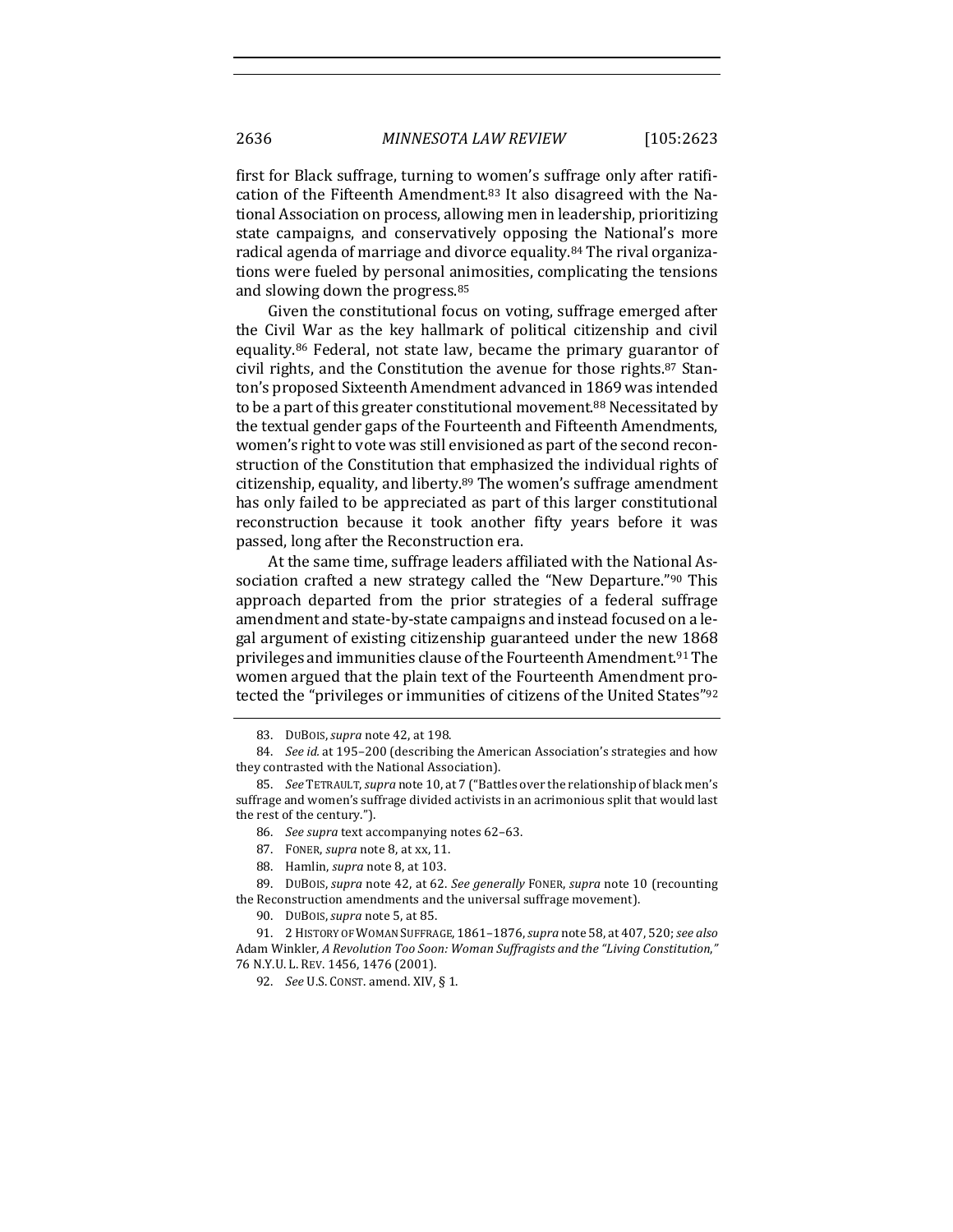first for Black suffrage, turning to women's suffrage only after ratification of the Fifteenth Amendment.[83] It also disagreed with the National Association on process, allowing men in leadership, prioritizing state campaigns, and conservatively opposing the National's more radical agenda of marriage and divorce equality.[84] The rival organizations were fueled by personal animosities, complicating the tensions and slowing down the progress.[85]

Given the constitutional focus on voting, suffrage emerged after the Civil War as the key hallmark of political citizenship and civil equality.[86] Federal, not state law, became the primary guarantor of civil rights, and the Constitution the avenue for those rights.[87] Stanton's proposed Sixteenth Amendment advanced in 1869 was intended to be a part of this greater constitutional movement.[88] Necessitated by the textual gender gaps of the Fourteenth and Fifteenth Amendments, women's right to vote was still envisioned as part of the second reconstruction of the Constitution that emphasized the individual rights of citizenship, equality, and liberty.[89] The women's suffrage amendment has only failed to be appreciated as part of this larger constitutional reconstruction because it took another fifty years before it was passed, long after the Reconstruction era.

At the same time, suffrage leaders affiliated with the National Association crafted a new strategy called the "New Departure."[90] This approach departed from the prior strategies of a federal suffrage amendment and state-by-state campaigns and instead focused on a legal argument of existing citizenship guaranteed under the new 1868 privileges and immunities clause of the Fourteenth Amendment.[91] The women argued that the plain text of the Fourteenth Amendment protected the "privileges or immunities of citizens of the United States"[92]

---

83. DUBOIS, *supra* note 42, at 198.

84. *See id.* at 195–200 (describing the American Association's strategies and how they contrasted with the National Association).

85. *See* TETRAULT, *supra* note 10, at 7 ("Battles over the relationship of black men's suffrage and women's suffrage divided activists in an acrimonious split that would last the rest of the century.").

86. *See supra* text accompanying notes 62–63.

87. FONER, *supra* note 8, at xx, 11.

88. Hamlin, *supra* note 8, at 103.

89. DUBOIS, *supra* note 42, at 62. *See generally* FONER, *supra* note 10 (recounting the Reconstruction amendments and the universal suffrage movement).

90. DUBOIS, *supra* note 5, at 85.

91. 2 HISTORY OF WOMAN SUFFRAGE, 1861–1876, *supra* note 58, at 407, 520; *see also* Adam Winkler, *A Revolution Too Soon: Woman Suffragists and the "Living Constitution,"* 76 N.Y.U. L. REV. 1456, 1476 (2001).

92. *See* U.S. CONST. amend. XIV, § 1.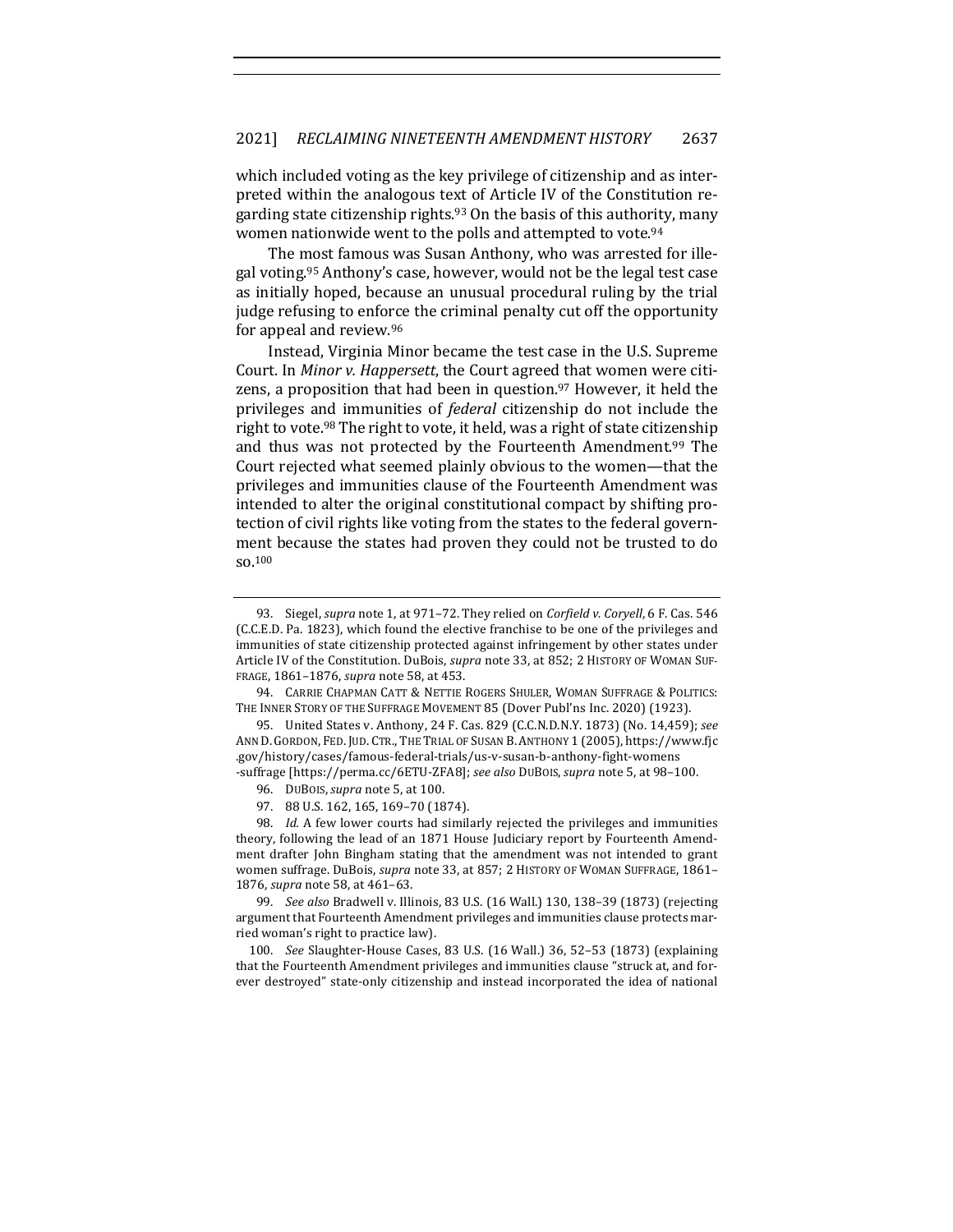which included voting as the key privilege of citizenship and as interpreted within the analogous text of Article IV of the Constitution regarding state citizenship rights.[93] On the basis of this authority, many women nationwide went to the polls and attempted to vote.[94]

The most famous was Susan Anthony, who was arrested for illegal voting.[95] Anthony's case, however, would not be the legal test case as initially hoped, because an unusual procedural ruling by the trial judge refusing to enforce the criminal penalty cut off the opportunity for appeal and review.[96]

Instead, Virginia Minor became the test case in the U.S. Supreme Court. In *Minor v. Happersett*, the Court agreed that women were citizens, a proposition that had been in question.[97] However, it held the privileges and immunities of *federal* citizenship do not include the right to vote.[98] The right to vote, it held, was a right of state citizenship and thus was not protected by the Fourteenth Amendment.[99] The Court rejected what seemed plainly obvious to the women—that the privileges and immunities clause of the Fourteenth Amendment was intended to alter the original constitutional compact by shifting protection of civil rights like voting from the states to the federal government because the states had proven they could not be trusted to do so.[100]

---

93. Siegel, *supra* note 1, at 971–72. They relied on *Corfield v. Coryell*, 6 F. Cas. 546 (C.C.E.D. Pa. 1823), which found the elective franchise to be one of the privileges and immunities of state citizenship protected against infringement by other states under Article IV of the Constitution. DuBois, *supra* note 33, at 852; 2 HISTORY OF WOMAN SUFFRAGE, 1861–1876, *supra* note 58, at 453.

94. CARRIE CHAPMAN CATT & NETTIE ROGERS SHULER, WOMAN SUFFRAGE & POLITICS: THE INNER STORY OF THE SUFFRAGE MOVEMENT 85 (Dover Publ'ns Inc. 2020) (1923).

95. United States v. Anthony, 24 F. Cas. 829 (C.C.N.D.N.Y. 1873) (No. 14,459); *see* ANN D. GORDON, FED. JUD. CTR., THE TRIAL OF SUSAN B. ANTHONY 1 (2005), https://www.fjc.gov/history/cases/famous-federal-trials/us-v-susan-b-anthony-fight-womens-suffrage [https://perma.cc/6ETU-ZFA8]; *see also* DUBOIS, *supra* note 5, at 98–100.

96. DUBOIS, *supra* note 5, at 100.

97. 88 U.S. 162, 165, 169–70 (1874).

98. *Id.* A few lower courts had similarly rejected the privileges and immunities theory, following the lead of an 1871 House Judiciary report by Fourteenth Amendment drafter John Bingham stating that the amendment was not intended to grant women suffrage. DuBois, *supra* note 33, at 857; 2 HISTORY OF WOMAN SUFFRAGE, 1861–1876, *supra* note 58, at 461–63.

99. *See also* Bradwell v. Illinois, 83 U.S. (16 Wall.) 130, 138–39 (1873) (rejecting argument that Fourteenth Amendment privileges and immunities clause protects married woman's right to practice law).

100. *See* Slaughter-House Cases, 83 U.S. (16 Wall.) 36, 52–53 (1873) (explaining that the Fourteenth Amendment privileges and immunities clause "struck at, and forever destroyed" state-only citizenship and instead incorporated the idea of national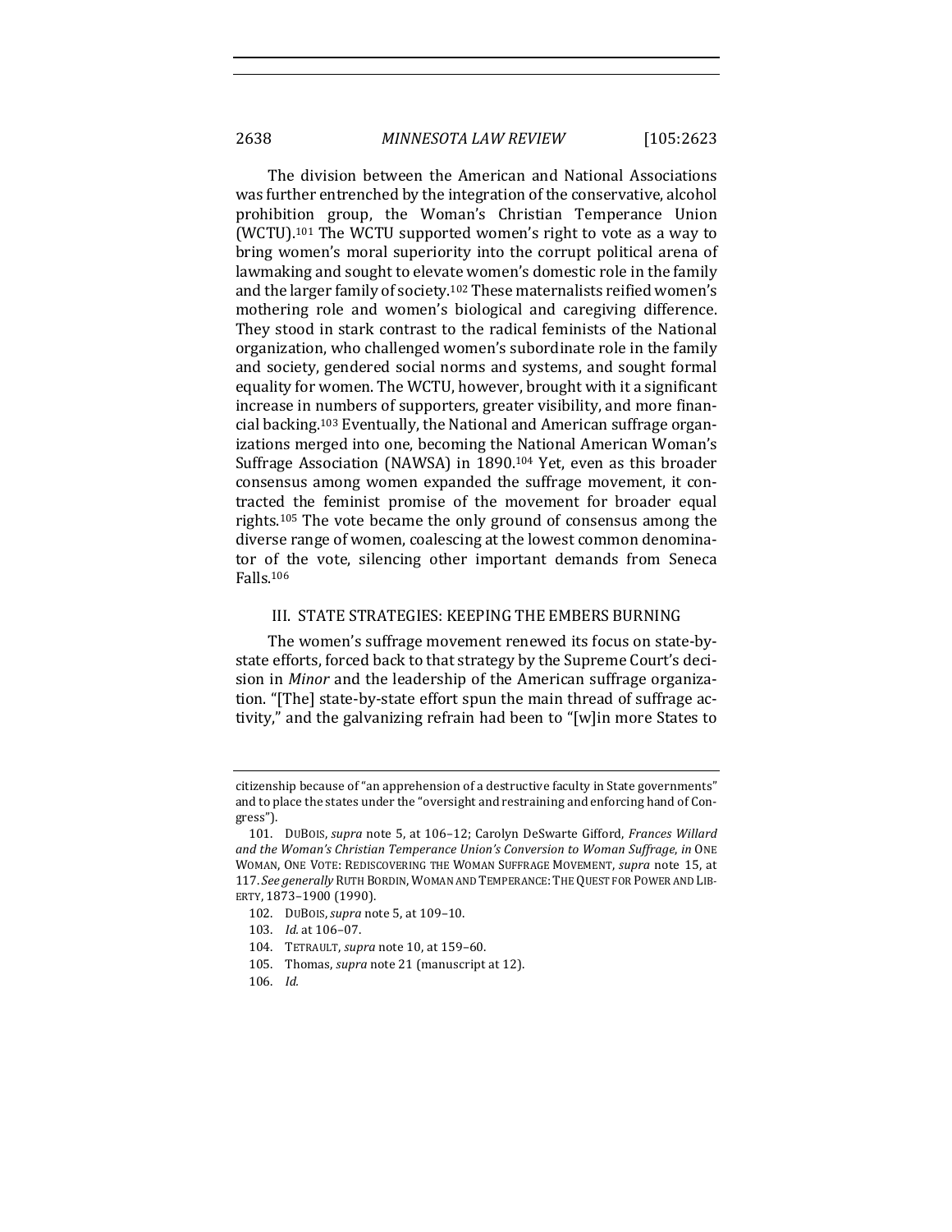The division between the American and National Associations was further entrenched by the integration of the conservative, alcohol prohibition group, the Woman's Christian Temperance Union (WCTU).[101] The WCTU supported women's right to vote as a way to bring women's moral superiority into the corrupt political arena of lawmaking and sought to elevate women's domestic role in the family and the larger family of society.[102] These maternalists reified women's mothering role and women's biological and caregiving difference. They stood in stark contrast to the radical feminists of the National organization, who challenged women's subordinate role in the family and society, gendered social norms and systems, and sought formal equality for women. The WCTU, however, brought with it a significant increase in numbers of supporters, greater visibility, and more financial backing.[103] Eventually, the National and American suffrage organizations merged into one, becoming the National American Woman's Suffrage Association (NAWSA) in 1890.[104] Yet, even as this broader consensus among women expanded the suffrage movement, it contracted the feminist promise of the movement for broader equal rights.[105] The vote became the only ground of consensus among the diverse range of women, coalescing at the lowest common denominator of the vote, silencing other important demands from Seneca Falls.[106]

## III. STATE STRATEGIES: KEEPING THE EMBERS BURNING

The women's suffrage movement renewed its focus on state-by-state efforts, forced back to that strategy by the Supreme Court's decision in *Minor* and the leadership of the American suffrage organization. "[The] state-by-state effort spun the main thread of suffrage activity," and the galvanizing refrain had been to "[w]in more States to

---

citizenship because of "an apprehension of a destructive faculty in State governments" and to place the states under the "oversight and restraining and enforcing hand of Congress").

101. DUBOIS, *supra* note 5, at 106–12; Carolyn DeSwarte Gifford, *Frances Willard and the Woman's Christian Temperance Union's Conversion to Woman Suffrage*, *in* ONE WOMAN, ONE VOTE: REDISCOVERING THE WOMAN SUFFRAGE MOVEMENT, *supra* note 15, at 117. *See generally* RUTH BORDIN, WOMAN AND TEMPERANCE: THE QUEST FOR POWER AND LIBERTY, 1873–1900 (1990).

102. DUBOIS, *supra* note 5, at 109–10.

103. *Id.* at 106–07.

104. TETRAULT, *supra* note 10, at 159–60.

105. Thomas, *supra* note 21 (manuscript at 12).

106. *Id.*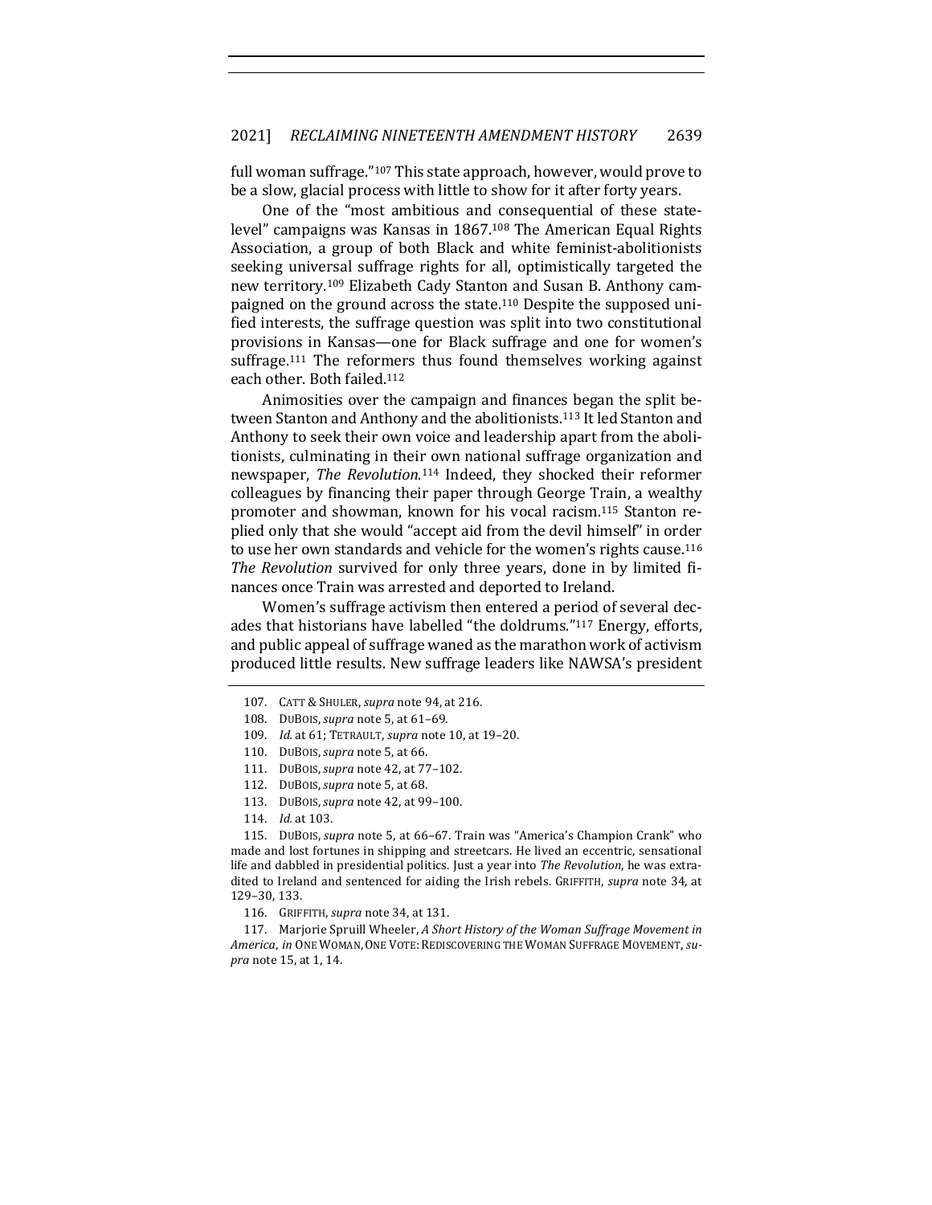full woman suffrage."[107] This state approach, however, would prove to be a slow, glacial process with little to show for it after forty years.

One of the "most ambitious and consequential of these state-level" campaigns was Kansas in 1867.[108] The American Equal Rights Association, a group of both Black and white feminist-abolitionists seeking universal suffrage rights for all, optimistically targeted the new territory.[109] Elizabeth Cady Stanton and Susan B. Anthony campaigned on the ground across the state.[110] Despite the supposed unified interests, the suffrage question was split into two constitutional provisions in Kansas—one for Black suffrage and one for women's suffrage.[111] The reformers thus found themselves working against each other. Both failed.[112]

Animosities over the campaign and finances began the split between Stanton and Anthony and the abolitionists.[113] It led Stanton and Anthony to seek their own voice and leadership apart from the abolitionists, culminating in their own national suffrage organization and newspaper, *The Revolution*.[114] Indeed, they shocked their reformer colleagues by financing their paper through George Train, a wealthy promoter and showman, known for his vocal racism.[115] Stanton replied only that she would "accept aid from the devil himself" in order to use her own standards and vehicle for the women's rights cause.[116] *The Revolution* survived for only three years, done in by limited finances once Train was arrested and deported to Ireland.

Women's suffrage activism then entered a period of several decades that historians have labelled "the doldrums."[117] Energy, efforts, and public appeal of suffrage waned as the marathon work of activism produced little results. New suffrage leaders like NAWSA's president

---

107. CATT & SHULER, *supra* note 94, at 216.

108. DUBOIS, *supra* note 5, at 61–69.

109. *Id.* at 61; TETRAULT, *supra* note 10, at 19–20.

110. DUBOIS, *supra* note 5, at 66.

111. DUBOIS, *supra* note 42, at 77–102.

112. DUBOIS, *supra* note 5, at 68.

113. DUBOIS, *supra* note 42, at 99–100.

114. *Id.* at 103.

115. DUBOIS, *supra* note 5, at 66–67. Train was "America's Champion Crank" who made and lost fortunes in shipping and streetcars. He lived an eccentric, sensational life and dabbled in presidential politics. Just a year into *The Revolution*, he was extradited to Ireland and sentenced for aiding the Irish rebels. GRIFFITH, *supra* note 34, at 129–30, 133.

116. GRIFFITH, *supra* note 34, at 131.

117. Marjorie Spruill Wheeler, *A Short History of the Woman Suffrage Movement in America*, *in* ONE WOMAN, ONE VOTE: REDISCOVERING THE WOMAN SUFFRAGE MOVEMENT, *supra* note 15, at 1, 14.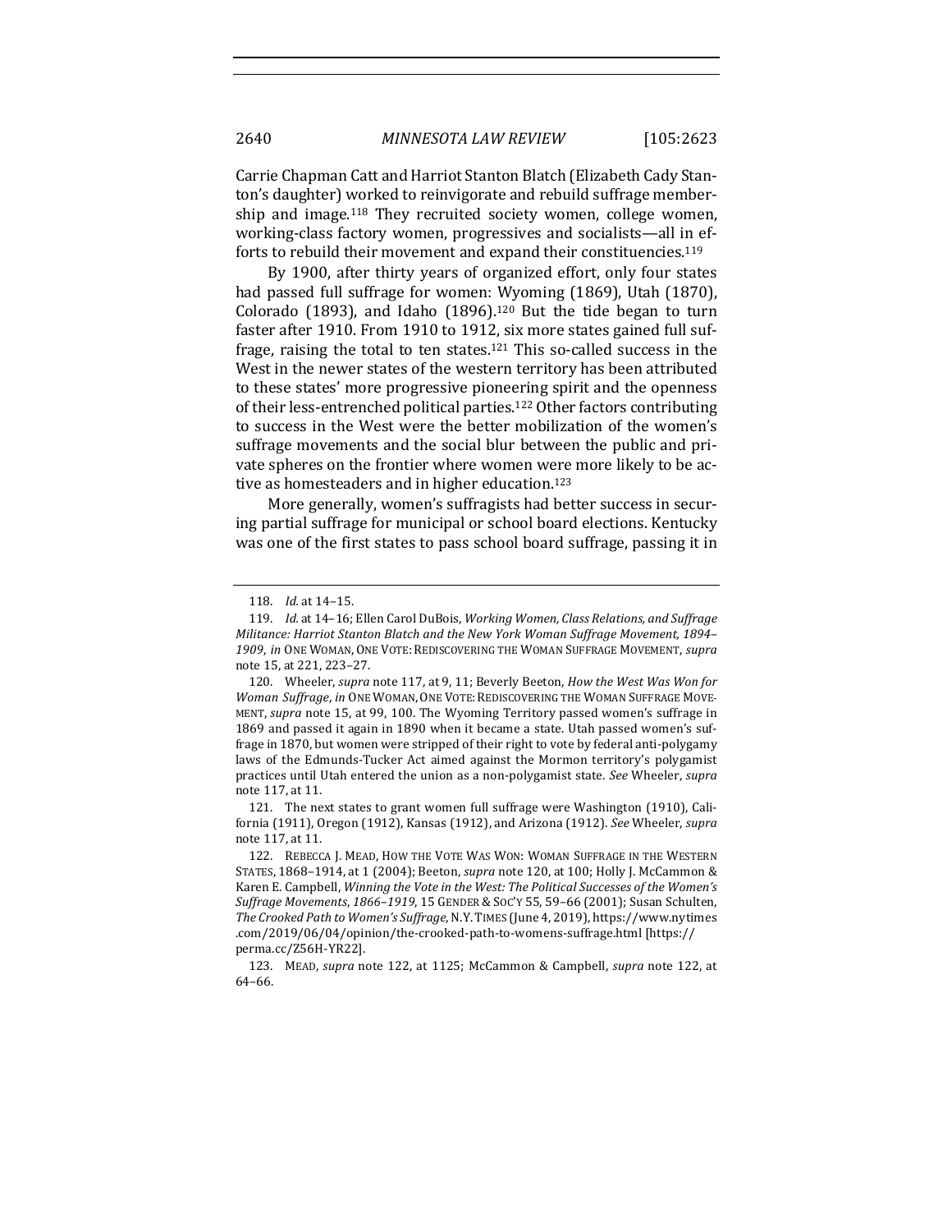Carrie Chapman Catt and Harriot Stanton Blatch (Elizabeth Cady Stanton's daughter) worked to reinvigorate and rebuild suffrage membership and image.[118] They recruited society women, college women, working-class factory women, progressives and socialists—all in efforts to rebuild their movement and expand their constituencies.[119]

By 1900, after thirty years of organized effort, only four states had passed full suffrage for women: Wyoming (1869), Utah (1870), Colorado (1893), and Idaho (1896).[120] But the tide began to turn faster after 1910. From 1910 to 1912, six more states gained full suffrage, raising the total to ten states.[121] This so-called success in the West in the newer states of the western territory has been attributed to these states' more progressive pioneering spirit and the openness of their less-entrenched political parties.[122] Other factors contributing to success in the West were the better mobilization of the women's suffrage movements and the social blur between the public and private spheres on the frontier where women were more likely to be active as homesteaders and in higher education.[123]

More generally, women's suffragists had better success in securing partial suffrage for municipal or school board elections. Kentucky was one of the first states to pass school board suffrage, passing it in

---

118. *Id.* at 14–15.

119. *Id.* at 14–16; Ellen Carol DuBois, *Working Women, Class Relations, and Suffrage Militance: Harriot Stanton Blatch and the New York Woman Suffrage Movement, 1894–1909*, *in* ONE WOMAN, ONE VOTE: REDISCOVERING THE WOMAN SUFFRAGE MOVEMENT, *supra* note 15, at 221, 223–27.

120. Wheeler, *supra* note 117, at 9, 11; Beverly Beeton, *How the West Was Won for Woman Suffrage*, *in* ONE WOMAN, ONE VOTE: REDISCOVERING THE WOMAN SUFFRAGE MOVEMENT, *supra* note 15, at 99, 100. The Wyoming Territory passed women's suffrage in 1869 and passed it again in 1890 when it became a state. Utah passed women's suffrage in 1870, but women were stripped of their right to vote by federal anti-polygamy laws of the Edmunds-Tucker Act aimed against the Mormon territory's polygamist practices until Utah entered the union as a non-polygamist state. *See* Wheeler, *supra* note 117, at 11.

121. The next states to grant women full suffrage were Washington (1910), California (1911), Oregon (1912), Kansas (1912), and Arizona (1912). *See* Wheeler, *supra* note 117, at 11.

122. REBECCA J. MEAD, HOW THE VOTE WAS WON: WOMAN SUFFRAGE IN THE WESTERN STATES, 1868–1914, at 1 (2004); Beeton, *supra* note 120, at 100; Holly J. McCammon & Karen E. Campbell, *Winning the Vote in the West: The Political Successes of the Women's Suffrage Movements, 1866–1919*, 15 GENDER & SOC'Y 55, 59–66 (2001); Susan Schulten, *The Crooked Path to Women's Suffrage*, N.Y. TIMES (June 4, 2019), https://www.nytimes.com/2019/06/04/opinion/the-crooked-path-to-womens-suffrage.html [https://perma.cc/Z56H-YR22].

123. MEAD, *supra* note 122, at 1125; McCammon & Campbell, *supra* note 122, at 64–66.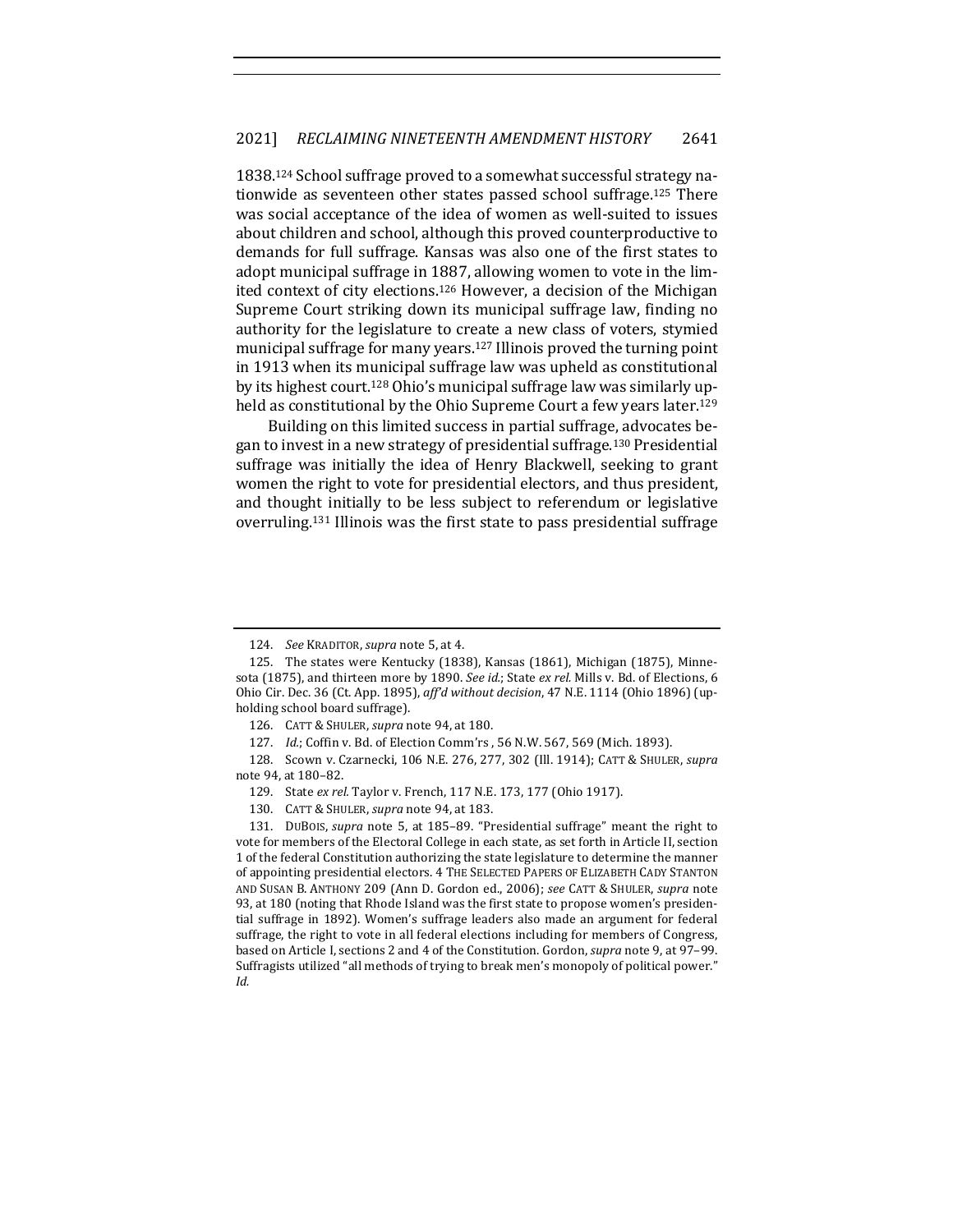1838.[124] School suffrage proved to a somewhat successful strategy nationwide as seventeen other states passed school suffrage.[125] There was social acceptance of the idea of women as well-suited to issues about children and school, although this proved counterproductive to demands for full suffrage. Kansas was also one of the first states to adopt municipal suffrage in 1887, allowing women to vote in the limited context of city elections.[126] However, a decision of the Michigan Supreme Court striking down its municipal suffrage law, finding no authority for the legislature to create a new class of voters, stymied municipal suffrage for many years.[127] Illinois proved the turning point in 1913 when its municipal suffrage law was upheld as constitutional by its highest court.[128] Ohio's municipal suffrage law was similarly upheld as constitutional by the Ohio Supreme Court a few years later.[129]

Building on this limited success in partial suffrage, advocates began to invest in a new strategy of presidential suffrage.[130] Presidential suffrage was initially the idea of Henry Blackwell, seeking to grant women the right to vote for presidential electors, and thus president, and thought initially to be less subject to referendum or legislative overruling.[131] Illinois was the first state to pass presidential suffrage

---

124. *See* KRADITOR, *supra* note 5, at 4.

125. The states were Kentucky (1838), Kansas (1861), Michigan (1875), Minnesota (1875), and thirteen more by 1890. *See id.*; State *ex rel.* Mills v. Bd. of Elections, 6 Ohio Cir. Dec. 36 (Ct. App. 1895), *aff'd without decision*, 47 N.E. 1114 (Ohio 1896) (upholding school board suffrage).

126. CATT & SHULER, *supra* note 94, at 180.

127. *Id.*; Coffin v. Bd. of Election Comm'rs , 56 N.W. 567, 569 (Mich. 1893).

128. Scown v. Czarnecki, 106 N.E. 276, 277, 302 (Ill. 1914); CATT & SHULER, *supra* note 94, at 180–82.

129. State *ex rel.* Taylor v. French, 117 N.E. 173, 177 (Ohio 1917).

130. CATT & SHULER, *supra* note 94, at 183.

131. DUBOIS, *supra* note 5, at 185–89. "Presidential suffrage" meant the right to vote for members of the Electoral College in each state, as set forth in Article II, section 1 of the federal Constitution authorizing the state legislature to determine the manner of appointing presidential electors. 4 THE SELECTED PAPERS OF ELIZABETH CADY STANTON AND SUSAN B. ANTHONY 209 (Ann D. Gordon ed., 2006); *see* CATT & SHULER, *supra* note 93, at 180 (noting that Rhode Island was the first state to propose women's presidential suffrage in 1892). Women's suffrage leaders also made an argument for federal suffrage, the right to vote in all federal elections including for members of Congress, based on Article I, sections 2 and 4 of the Constitution. Gordon, *supra* note 9, at 97–99. Suffragists utilized "all methods of trying to break men's monopoly of political power." *Id.*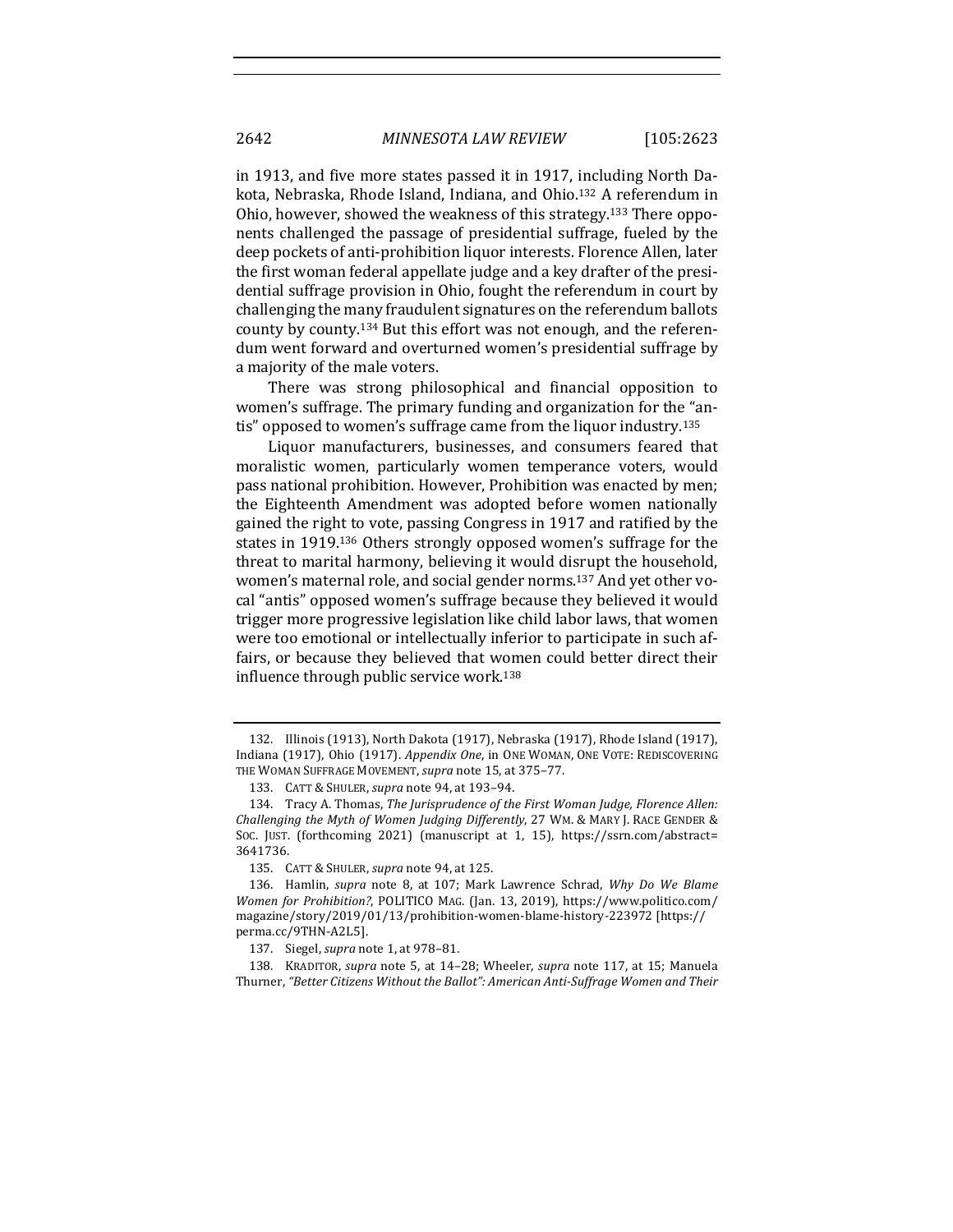in 1913, and five more states passed it in 1917, including North Dakota, Nebraska, Rhode Island, Indiana, and Ohio.[132] A referendum in Ohio, however, showed the weakness of this strategy.[133] There opponents challenged the passage of presidential suffrage, fueled by the deep pockets of anti-prohibition liquor interests. Florence Allen, later the first woman federal appellate judge and a key drafter of the presidential suffrage provision in Ohio, fought the referendum in court by challenging the many fraudulent signatures on the referendum ballots county by county.[134] But this effort was not enough, and the referendum went forward and overturned women's presidential suffrage by a majority of the male voters.

There was strong philosophical and financial opposition to women's suffrage. The primary funding and organization for the "antis" opposed to women's suffrage came from the liquor industry.[135]

Liquor manufacturers, businesses, and consumers feared that moralistic women, particularly women temperance voters, would pass national prohibition. However, Prohibition was enacted by men; the Eighteenth Amendment was adopted before women nationally gained the right to vote, passing Congress in 1917 and ratified by the states in 1919.[136] Others strongly opposed women's suffrage for the threat to marital harmony, believing it would disrupt the household, women's maternal role, and social gender norms.[137] And yet other vocal "antis" opposed women's suffrage because they believed it would trigger more progressive legislation like child labor laws, that women were too emotional or intellectually inferior to participate in such affairs, or because they believed that women could better direct their influence through public service work.[138]

---

132. Illinois (1913), North Dakota (1917), Nebraska (1917), Rhode Island (1917), Indiana (1917), Ohio (1917). *Appendix One*, in ONE WOMAN, ONE VOTE: REDISCOVERING THE WOMAN SUFFRAGE MOVEMENT, *supra* note 15, at 375–77.

133. CATT & SHULER, *supra* note 94, at 193–94.

134. Tracy A. Thomas, *The Jurisprudence of the First Woman Judge, Florence Allen: Challenging the Myth of Women Judging Differently*, 27 WM. & MARY J. RACE GENDER & SOC. JUST. (forthcoming 2021) (manuscript at 1, 15), https://ssrn.com/abstract=3641736.

135. CATT & SHULER, *supra* note 94, at 125.

136. Hamlin, *supra* note 8, at 107; Mark Lawrence Schrad, *Why Do We Blame Women for Prohibition?*, POLITICO MAG. (Jan. 13, 2019), https://www.politico.com/magazine/story/2019/01/13/prohibition-women-blame-history-223972 [https://perma.cc/9THN-A2L5].

137. Siegel, *supra* note 1, at 978–81.

138. KRADITOR, *supra* note 5, at 14–28; Wheeler, *supra* note 117, at 15; Manuela Thurner, *"Better Citizens Without the Ballot": American Anti-Suffrage Women and Their*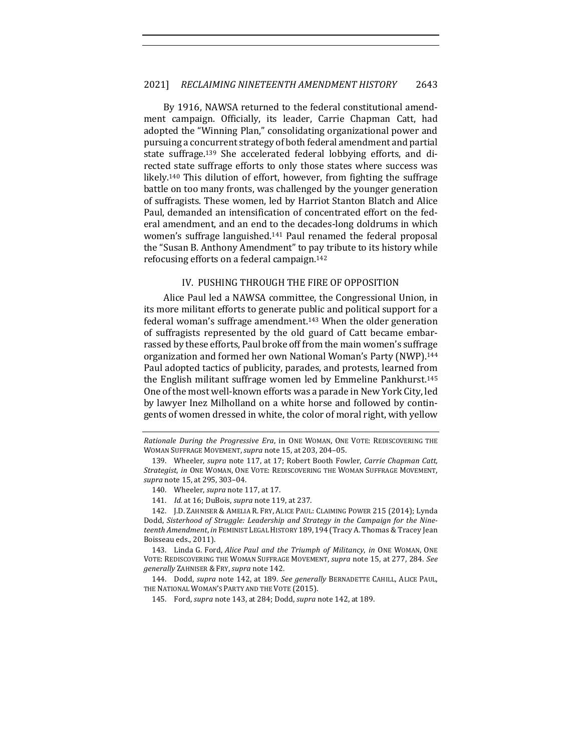By 1916, NAWSA returned to the federal constitutional amendment campaign. Officially, its leader, Carrie Chapman Catt, had adopted the "Winning Plan," consolidating organizational power and pursuing a concurrent strategy of both federal amendment and partial state suffrage.[139] She accelerated federal lobbying efforts, and directed state suffrage efforts to only those states where success was likely.[140] This dilution of effort, however, from fighting the suffrage battle on too many fronts, was challenged by the younger generation of suffragists. These women, led by Harriot Stanton Blatch and Alice Paul, demanded an intensification of concentrated effort on the federal amendment, and an end to the decades-long doldrums in which women's suffrage languished.[141] Paul renamed the federal proposal the "Susan B. Anthony Amendment" to pay tribute to its history while refocusing efforts on a federal campaign.[142]

## IV. PUSHING THROUGH THE FIRE OF OPPOSITION

Alice Paul led a NAWSA committee, the Congressional Union, in its more militant efforts to generate public and political support for a federal woman's suffrage amendment.[143] When the older generation of suffragists represented by the old guard of Catt became embarrassed by these efforts, Paul broke off from the main women's suffrage organization and formed her own National Woman's Party (NWP).[144] Paul adopted tactics of publicity, parades, and protests, learned from the English militant suffrage women led by Emmeline Pankhurst.[145] One of the most well-known efforts was a parade in New York City, led by lawyer Inez Milholland on a white horse and followed by contingents of women dressed in white, the color of moral right, with yellow

---

*Rationale During the Progressive Era*, in ONE WOMAN, ONE VOTE: REDISCOVERING THE WOMAN SUFFRAGE MOVEMENT, *supra* note 15, at 203, 204–05.

139. Wheeler, *supra* note 117, at 17; Robert Booth Fowler, *Carrie Chapman Catt, Strategist*, *in* ONE WOMAN, ONE VOTE: REDISCOVERING THE WOMAN SUFFRAGE MOVEMENT, *supra* note 15, at 295, 303–04.

140. Wheeler, *supra* note 117, at 17.

141. *Id.* at 16; DuBois, *supra* note 119, at 237.

142. J.D. ZAHNISER & AMELIA R. FRY, ALICE PAUL: CLAIMING POWER 215 (2014); Lynda Dodd, *Sisterhood of Struggle: Leadership and Strategy in the Campaign for the Nineteenth Amendment*, *in* FEMINIST LEGAL HISTORY 189, 194 (Tracy A. Thomas & Tracey Jean Boisseau eds., 2011).

143. Linda G. Ford, *Alice Paul and the Triumph of Militancy*, *in* ONE WOMAN, ONE VOTE: REDISCOVERING THE WOMAN SUFFRAGE MOVEMENT, *supra* note 15, at 277, 284. *See generally* ZAHNISER & FRY, *supra* note 142.

144. Dodd, *supra* note 142, at 189. *See generally* BERNADETTE CAHILL, ALICE PAUL, THE NATIONAL WOMAN'S PARTY AND THE VOTE (2015).

145. Ford, *supra* note 143, at 284; Dodd, *supra* note 142, at 189.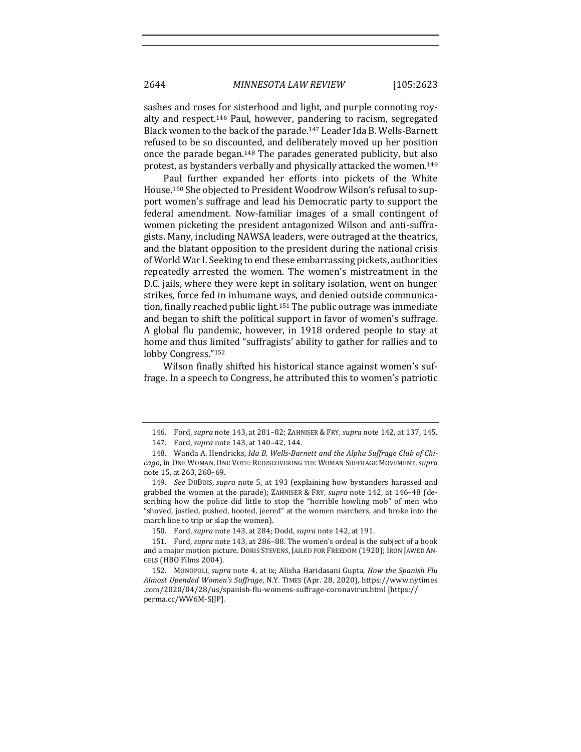sashes and roses for sisterhood and light, and purple connoting royalty and respect.[146] Paul, however, pandering to racism, segregated Black women to the back of the parade.[147] Leader Ida B. Wells-Barnett refused to be so discounted, and deliberately moved up her position once the parade began.[148] The parades generated publicity, but also protest, as bystanders verbally and physically attacked the women.[149]

Paul further expanded her efforts into pickets of the White House.[150] She objected to President Woodrow Wilson's refusal to support women's suffrage and lead his Democratic party to support the federal amendment. Now-familiar images of a small contingent of women picketing the president antagonized Wilson and anti-suffragists. Many, including NAWSA leaders, were outraged at the theatrics, and the blatant opposition to the president during the national crisis of World War I. Seeking to end these embarrassing pickets, authorities repeatedly arrested the women. The women's mistreatment in the D.C. jails, where they were kept in solitary isolation, went on hunger strikes, force fed in inhumane ways, and denied outside communication, finally reached public light.[151] The public outrage was immediate and began to shift the political support in favor of women's suffrage. A global flu pandemic, however, in 1918 ordered people to stay at home and thus limited "suffragists' ability to gather for rallies and to lobby Congress."[152]

Wilson finally shifted his historical stance against women's suffrage. In a speech to Congress, he attributed this to women's patriotic

---

146. Ford, *supra* note 143, at 281–82; ZAHNISER & FRY, *supra* note 142, at 137, 145.

147. Ford, *supra* note 143, at 140–42, 144.

148. Wanda A. Hendricks, *Ida B. Wells-Barnett and the Alpha Suffrage Club of Chicago*, in ONE WOMAN, ONE VOTE: REDISCOVERING THE WOMAN SUFFRAGE MOVEMENT, *supra* note 15, at 263, 268–69.

149. *See* DUBOIS, *supra* note 5, at 193 (explaining how bystanders harassed and grabbed the women at the parade); ZAHNISER & FRY, *supra* note 142, at 146–48 (describing how the police did little to stop the "horrible howling mob" of men who "shoved, jostled, pushed, hooted, jeered" at the women marchers, and broke into the march line to trip or slap the women).

150. Ford, *supra* note 143, at 284; Dodd, *supra* note 142, at 191.

151. Ford, *supra* note 143, at 286–88. The women's ordeal is the subject of a book and a major motion picture. DORIS STEVENS, JAILED FOR FREEDOM (1920); IRON JAWED ANGELS (HBO Films 2004).

152. MONOPOLI, *supra* note 4, at ix; Alisha Haridasani Gupta, *How the Spanish Flu Almost Upended Women's Suffrage*, N.Y. TIMES (Apr. 28, 2020), https://www.nytimes.com/2020/04/28/us/spanish-flu-womens-suffrage-coronavirus.html [https://perma.cc/WW6M-SJJP].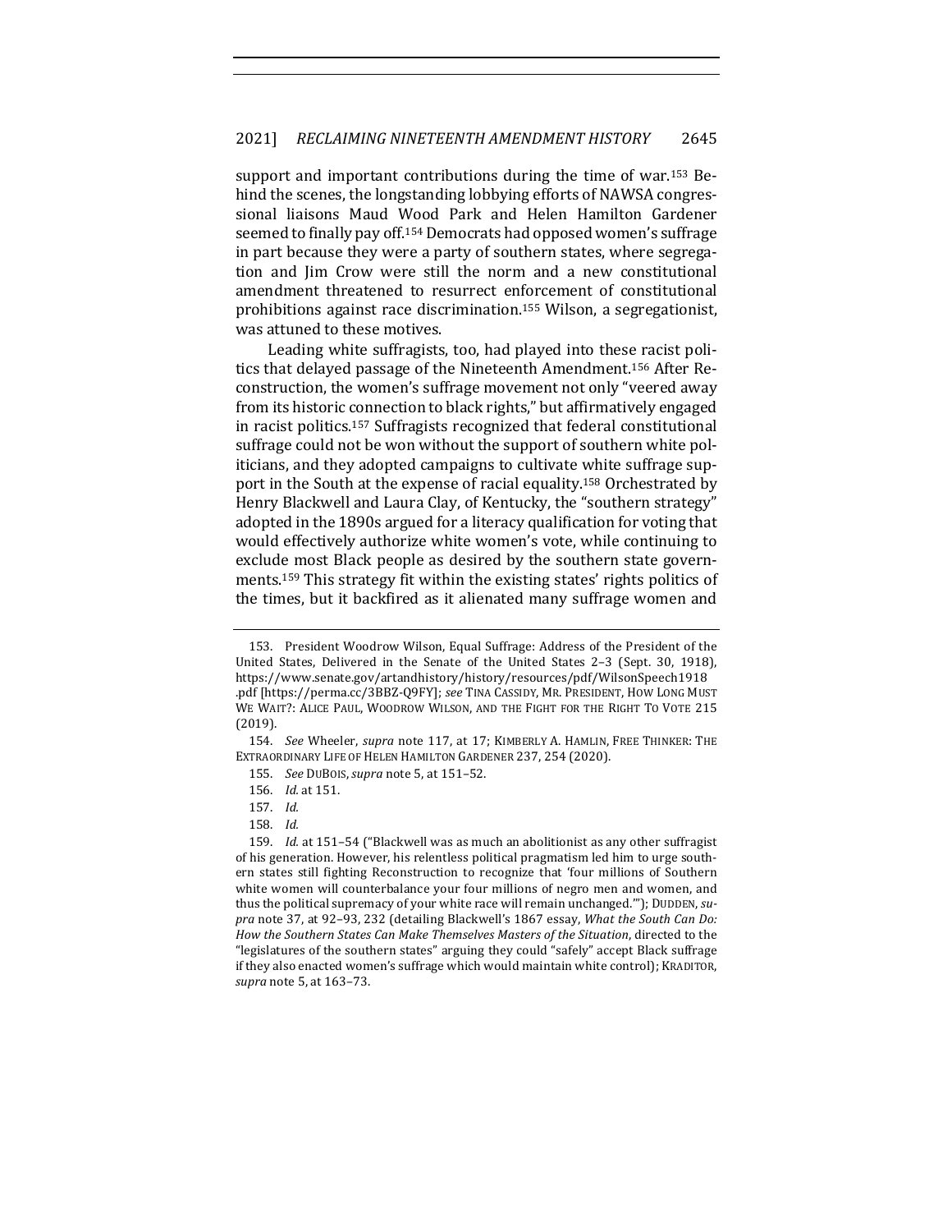support and important contributions during the time of war.[153] Behind the scenes, the longstanding lobbying efforts of NAWSA congressional liaisons Maud Wood Park and Helen Hamilton Gardener seemed to finally pay off.[154] Democrats had opposed women's suffrage in part because they were a party of southern states, where segregation and Jim Crow were still the norm and a new constitutional amendment threatened to resurrect enforcement of constitutional prohibitions against race discrimination.[155] Wilson, a segregationist, was attuned to these motives.

Leading white suffragists, too, had played into these racist politics that delayed passage of the Nineteenth Amendment.[156] After Reconstruction, the women's suffrage movement not only "veered away from its historic connection to black rights," but affirmatively engaged in racist politics.[157] Suffragists recognized that federal constitutional suffrage could not be won without the support of southern white politicians, and they adopted campaigns to cultivate white suffrage support in the South at the expense of racial equality.[158] Orchestrated by Henry Blackwell and Laura Clay, of Kentucky, the "southern strategy" adopted in the 1890s argued for a literacy qualification for voting that would effectively authorize white women's vote, while continuing to exclude most Black people as desired by the southern state governments.[159] This strategy fit within the existing states' rights politics of the times, but it backfired as it alienated many suffrage women and

---

153. President Woodrow Wilson, Equal Suffrage: Address of the President of the United States, Delivered in the Senate of the United States 2–3 (Sept. 30, 1918), https://www.senate.gov/artandhistory/history/resources/pdf/WilsonSpeech1918.pdf [https://perma.cc/3BBZ-Q9FY]; *see* TINA CASSIDY, MR. PRESIDENT, HOW LONG MUST WE WAIT?: ALICE PAUL, WOODROW WILSON, AND THE FIGHT FOR THE RIGHT TO VOTE 215 (2019).

154. *See* Wheeler, *supra* note 117, at 17; KIMBERLY A. HAMLIN, FREE THINKER: THE EXTRAORDINARY LIFE OF HELEN HAMILTON GARDENER 237, 254 (2020).

155. *See* DUBOIS, *supra* note 5, at 151–52.

156. *Id.* at 151.

157. *Id.*

158. *Id.*

159. *Id.* at 151–54 ("Blackwell was as much an abolitionist as any other suffragist of his generation. However, his relentless political pragmatism led him to urge southern states still fighting Reconstruction to recognize that 'four millions of Southern white women will counterbalance your four millions of negro men and women, and thus the political supremacy of your white race will remain unchanged.'"); DUDDEN, *supra* note 37, at 92–93, 232 (detailing Blackwell's 1867 essay, *What the South Can Do: How the Southern States Can Make Themselves Masters of the Situation*, directed to the "legislatures of the southern states" arguing they could "safely" accept Black suffrage if they also enacted women's suffrage which would maintain white control); KRADITOR, *supra* note 5, at 163–73.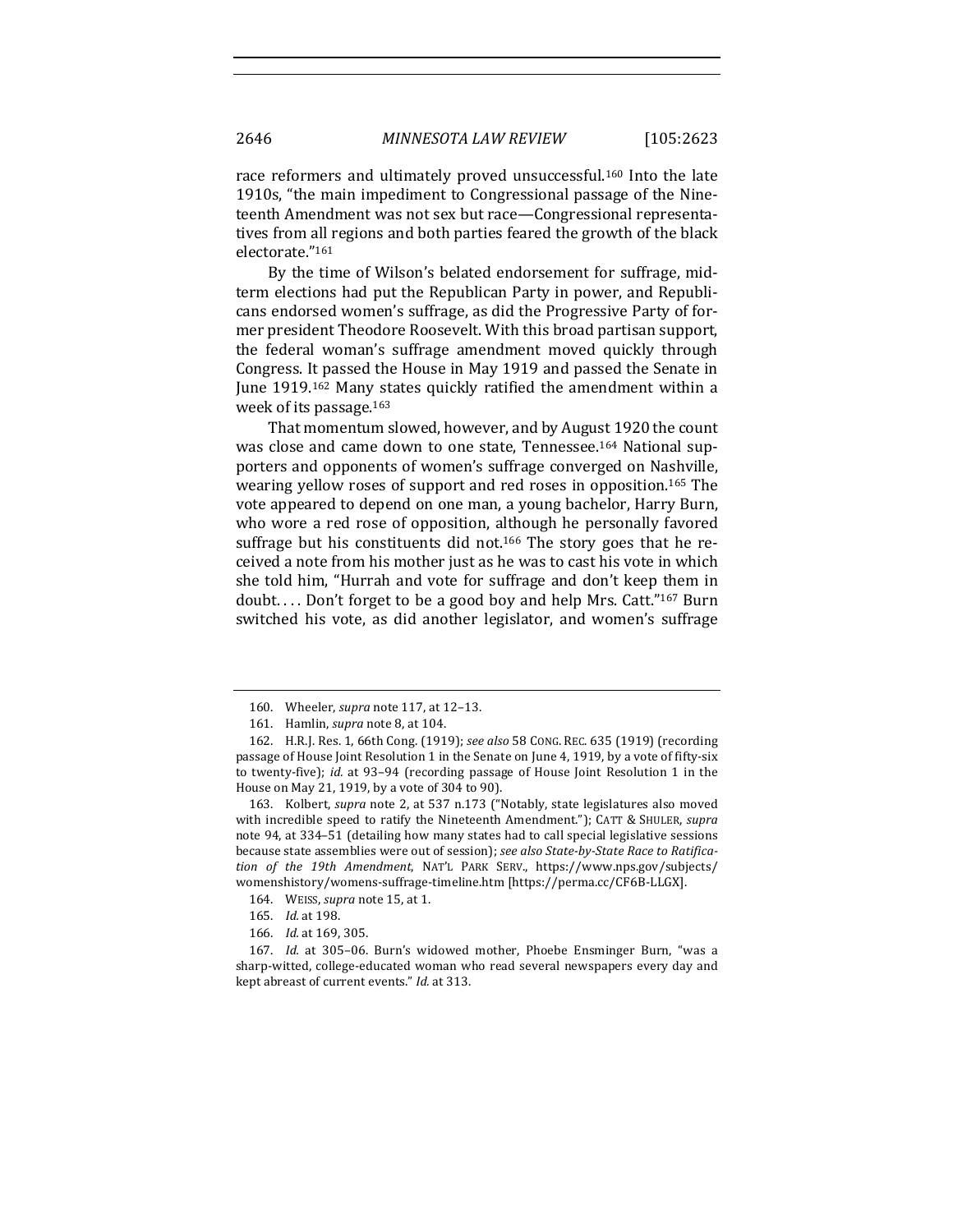race reformers and ultimately proved unsuccessful.[160] Into the late 1910s, "the main impediment to Congressional passage of the Nineteenth Amendment was not sex but race—Congressional representatives from all regions and both parties feared the growth of the black electorate."[161]

By the time of Wilson's belated endorsement for suffrage, midterm elections had put the Republican Party in power, and Republicans endorsed women's suffrage, as did the Progressive Party of former president Theodore Roosevelt. With this broad partisan support, the federal woman's suffrage amendment moved quickly through Congress. It passed the House in May 1919 and passed the Senate in June 1919.[162] Many states quickly ratified the amendment within a week of its passage.[163]

That momentum slowed, however, and by August 1920 the count was close and came down to one state, Tennessee.[164] National supporters and opponents of women's suffrage converged on Nashville, wearing yellow roses of support and red roses in opposition.[165] The vote appeared to depend on one man, a young bachelor, Harry Burn, who wore a red rose of opposition, although he personally favored suffrage but his constituents did not.[166] The story goes that he received a note from his mother just as he was to cast his vote in which she told him, "Hurrah and vote for suffrage and don't keep them in doubt. . . . Don't forget to be a good boy and help Mrs. Catt."[167] Burn switched his vote, as did another legislator, and women's suffrage

---

160. Wheeler, *supra* note 117, at 12–13.

161. Hamlin, *supra* note 8, at 104.

162. H.R.J. Res. 1, 66th Cong. (1919); *see also* 58 CONG. REC. 635 (1919) (recording passage of House Joint Resolution 1 in the Senate on June 4, 1919, by a vote of fifty-six to twenty-five); *id.* at 93–94 (recording passage of House Joint Resolution 1 in the House on May 21, 1919, by a vote of 304 to 90).

163. Kolbert, *supra* note 2, at 537 n.173 ("Notably, state legislatures also moved with incredible speed to ratify the Nineteenth Amendment."); CATT & SHULER, *supra* note 94, at 334–51 (detailing how many states had to call special legislative sessions because state assemblies were out of session); *see also State-by-State Race to Ratification of the 19th Amendment*, NAT'L PARK SERV., https://www.nps.gov/subjects/womenshistory/womens-suffrage-timeline.htm [https://perma.cc/CF6B-LLGX].

164. WEISS, *supra* note 15, at 1.

165. *Id.* at 198.

166. *Id.* at 169, 305.

167. *Id.* at 305–06. Burn's widowed mother, Phoebe Ensminger Burn, "was a sharp-witted, college-educated woman who read several newspapers every day and kept abreast of current events." *Id.* at 313.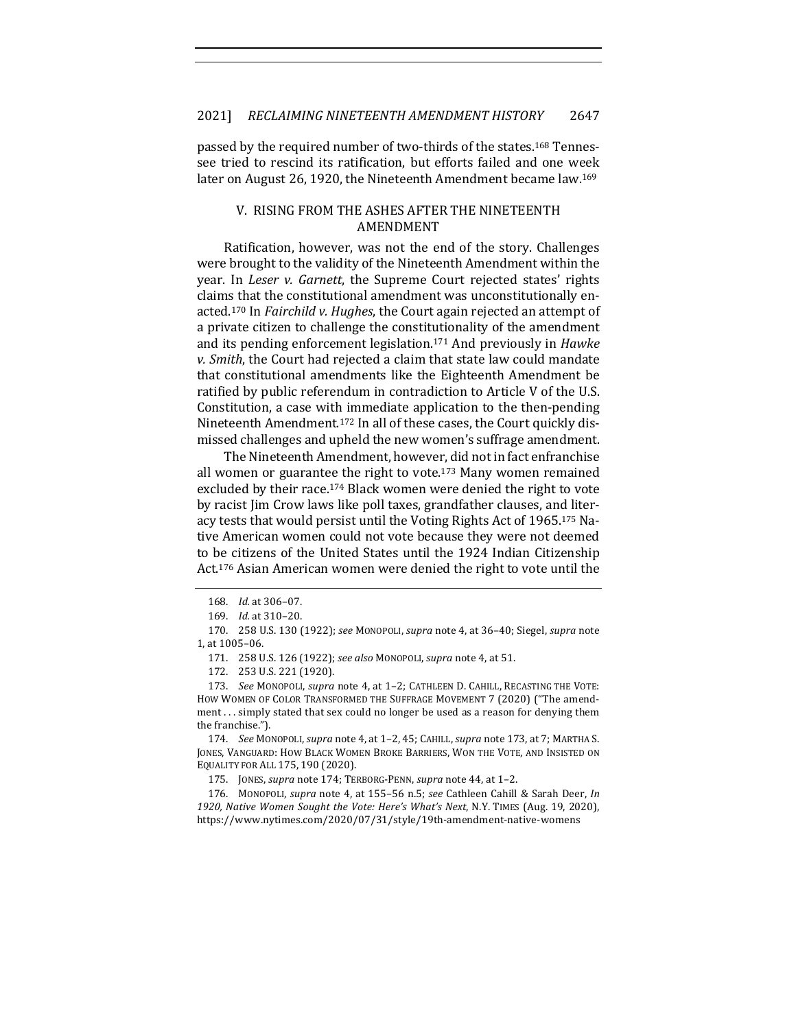passed by the required number of two-thirds of the states.[168] Tennessee tried to rescind its ratification, but efforts failed and one week later on August 26, 1920, the Nineteenth Amendment became law.[169]

## V. RISING FROM THE ASHES AFTER THE NINETEENTH AMENDMENT

Ratification, however, was not the end of the story. Challenges were brought to the validity of the Nineteenth Amendment within the year. In *Leser v. Garnett*, the Supreme Court rejected states' rights claims that the constitutional amendment was unconstitutionally enacted.[170] In *Fairchild v. Hughes*, the Court again rejected an attempt of a private citizen to challenge the constitutionality of the amendment and its pending enforcement legislation.[171] And previously in *Hawke v. Smith*, the Court had rejected a claim that state law could mandate that constitutional amendments like the Eighteenth Amendment be ratified by public referendum in contradiction to Article V of the U.S. Constitution, a case with immediate application to the then-pending Nineteenth Amendment.[172] In all of these cases, the Court quickly dismissed challenges and upheld the new women's suffrage amendment.

The Nineteenth Amendment, however, did not in fact enfranchise all women or guarantee the right to vote.[173] Many women remained excluded by their race.[174] Black women were denied the right to vote by racist Jim Crow laws like poll taxes, grandfather clauses, and literacy tests that would persist until the Voting Rights Act of 1965.[175] Native American women could not vote because they were not deemed to be citizens of the United States until the 1924 Indian Citizenship Act.[176] Asian American women were denied the right to vote until the

---

168. *Id.* at 306–07.

169. *Id.* at 310–20.

170. 258 U.S. 130 (1922); *see* MONOPOLI, *supra* note 4, at 36–40; Siegel, *supra* note 1, at 1005–06.

171. 258 U.S. 126 (1922); *see also* MONOPOLI, *supra* note 4, at 51.

172. 253 U.S. 221 (1920).

173. *See* MONOPOLI, *supra* note 4, at 1–2; CATHLEEN D. CAHILL, RECASTING THE VOTE: HOW WOMEN OF COLOR TRANSFORMED THE SUFFRAGE MOVEMENT 7 (2020) ("The amendment . . . simply stated that sex could no longer be used as a reason for denying them the franchise.").

174. *See* MONOPOLI, *supra* note 4, at 1–2, 45; CAHILL, *supra* note 173, at 7; MARTHA S. JONES, VANGUARD: HOW BLACK WOMEN BROKE BARRIERS, WON THE VOTE, AND INSISTED ON EQUALITY FOR ALL 175, 190 (2020).

175. JONES, *supra* note 174; TERBORG-PENN, *supra* note 44, at 1–2.

176. MONOPOLI, *supra* note 4, at 155–56 n.5; *see* Cathleen Cahill & Sarah Deer, *In 1920, Native Women Sought the Vote: Here's What's Next*, N.Y. TIMES (Aug. 19, 2020), https://www.nytimes.com/2020/07/31/style/19th-amendment-native-womens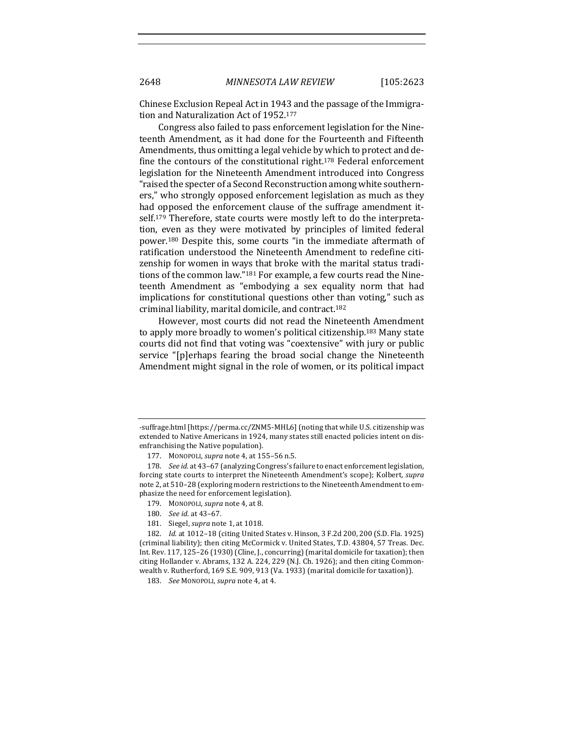Chinese Exclusion Repeal Act in 1943 and the passage of the Immigration and Naturalization Act of 1952.[177]

Congress also failed to pass enforcement legislation for the Nineteenth Amendment, as it had done for the Fourteenth and Fifteenth Amendments, thus omitting a legal vehicle by which to protect and define the contours of the constitutional right.[178] Federal enforcement legislation for the Nineteenth Amendment introduced into Congress "raised the specter of a Second Reconstruction among white southerners," who strongly opposed enforcement legislation as much as they had opposed the enforcement clause of the suffrage amendment itself.[179] Therefore, state courts were mostly left to do the interpretation, even as they were motivated by principles of limited federal power.[180] Despite this, some courts "in the immediate aftermath of ratification understood the Nineteenth Amendment to redefine citizenship for women in ways that broke with the marital status traditions of the common law."[181] For example, a few courts read the Nineteenth Amendment as "embodying a sex equality norm that had implications for constitutional questions other than voting," such as criminal liability, marital domicile, and contract.[182]

However, most courts did not read the Nineteenth Amendment to apply more broadly to women's political citizenship.[183] Many state courts did not find that voting was "coextensive" with jury or public service "[p]erhaps fearing the broad social change the Nineteenth Amendment might signal in the role of women, or its political impact

---

-suffrage.html [https://perma.cc/ZNM5-MHL6] (noting that while U.S. citizenship was extended to Native Americans in 1924, many states still enacted policies intent on disenfranchising the Native population).

177. MONOPOLI, *supra* note 4, at 155–56 n.5.

178. *See id.* at 43–67 (analyzing Congress's failure to enact enforcement legislation, forcing state courts to interpret the Nineteenth Amendment's scope); Kolbert, *supra* note 2, at 510–28 (exploring modern restrictions to the Nineteenth Amendment to emphasize the need for enforcement legislation).

179. MONOPOLI, *supra* note 4, at 8.

180. *See id.* at 43–67.

181. Siegel, *supra* note 1, at 1018.

182. *Id.* at 1012–18 (citing United States v. Hinson, 3 F.2d 200, 200 (S.D. Fla. 1925) (criminal liability); then citing McCormick v. United States, T.D. 43804, 57 Treas. Dec. Int. Rev. 117, 125–26 (1930) (Cline, J., concurring) (marital domicile for taxation); then citing Hollander v. Abrams, 132 A. 224, 229 (N.J. Ch. 1926); and then citing Commonwealth v. Rutherford, 169 S.E. 909, 913 (Va. 1933) (marital domicile for taxation)).

183. *See* MONOPOLI, *supra* note 4, at 4.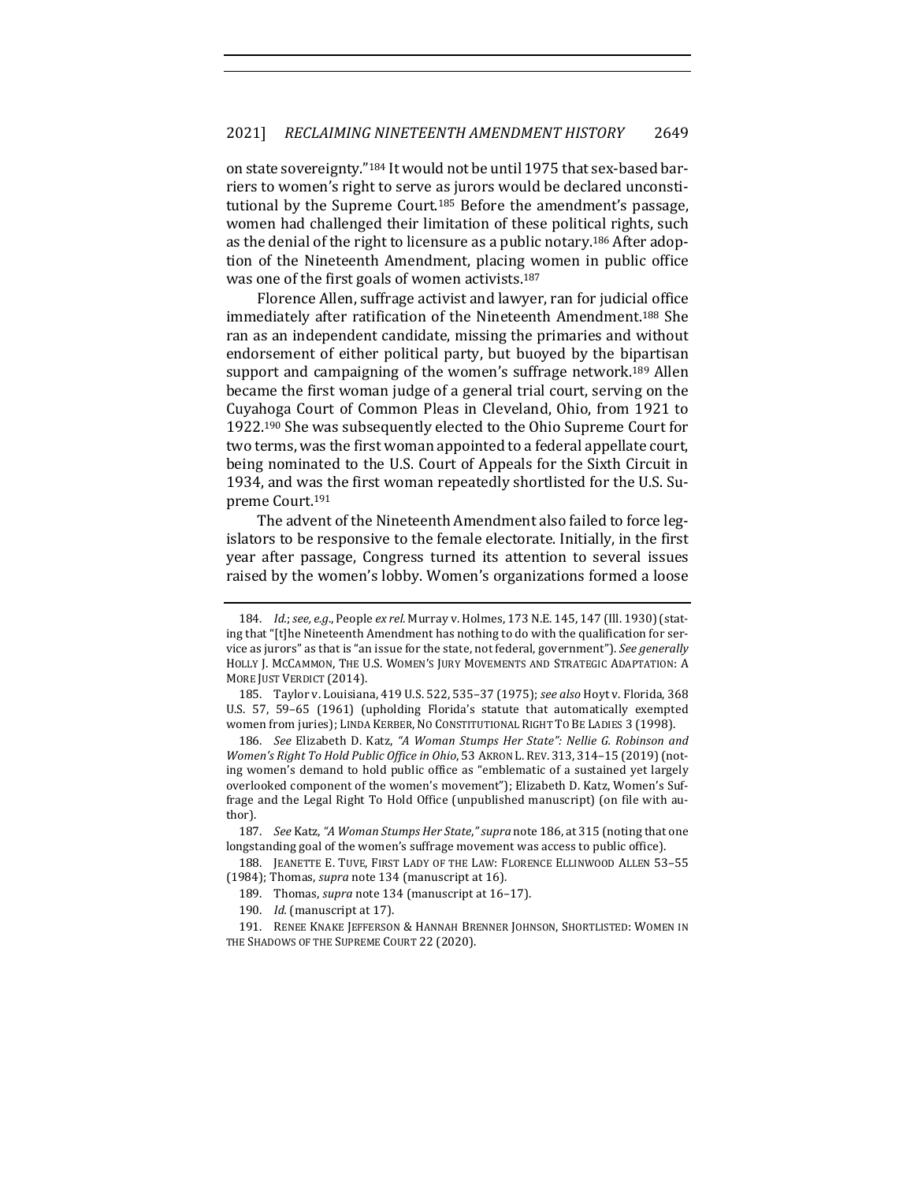on state sovereignty."[184] It would not be until 1975 that sex-based barriers to women's right to serve as jurors would be declared unconstitutional by the Supreme Court.[185] Before the amendment's passage, women had challenged their limitation of these political rights, such as the denial of the right to licensure as a public notary.[186] After adoption of the Nineteenth Amendment, placing women in public office was one of the first goals of women activists.[187]

Florence Allen, suffrage activist and lawyer, ran for judicial office immediately after ratification of the Nineteenth Amendment.[188] She ran as an independent candidate, missing the primaries and without endorsement of either political party, but buoyed by the bipartisan support and campaigning of the women's suffrage network.[189] Allen became the first woman judge of a general trial court, serving on the Cuyahoga Court of Common Pleas in Cleveland, Ohio, from 1921 to 1922.[190] She was subsequently elected to the Ohio Supreme Court for two terms, was the first woman appointed to a federal appellate court, being nominated to the U.S. Court of Appeals for the Sixth Circuit in 1934, and was the first woman repeatedly shortlisted for the U.S. Supreme Court.[191]

The advent of the Nineteenth Amendment also failed to force legislators to be responsive to the female electorate. Initially, in the first year after passage, Congress turned its attention to several issues raised by the women's lobby. Women's organizations formed a loose

---

184. *Id.*; *see, e.g.*, People *ex rel.* Murray v. Holmes, 173 N.E. 145, 147 (Ill. 1930) (stating that "[t]he Nineteenth Amendment has nothing to do with the qualification for service as jurors" as that is "an issue for the state, not federal, government"). *See generally* HOLLY J. MCCAMMON, THE U.S. WOMEN'S JURY MOVEMENTS AND STRATEGIC ADAPTATION: A MORE JUST VERDICT (2014).

185. Taylor v. Louisiana, 419 U.S. 522, 535–37 (1975); *see also* Hoyt v. Florida, 368 U.S. 57, 59–65 (1961) (upholding Florida's statute that automatically exempted women from juries); LINDA KERBER, NO CONSTITUTIONAL RIGHT TO BE LADIES 3 (1998).

186. *See* Elizabeth D. Katz, *"A Woman Stumps Her State": Nellie G. Robinson and Women's Right To Hold Public Office in Ohio*, 53 AKRON L. REV. 313, 314–15 (2019) (noting women's demand to hold public office as "emblematic of a sustained yet largely overlooked component of the women's movement"); Elizabeth D. Katz, Women's Suffrage and the Legal Right To Hold Office (unpublished manuscript) (on file with author).

187. *See* Katz, *"A Woman Stumps Her State," supra* note 186, at 315 (noting that one longstanding goal of the women's suffrage movement was access to public office).

188. JEANETTE E. TUVE, FIRST LADY OF THE LAW: FLORENCE ELLINWOOD ALLEN 53–55 (1984); Thomas, *supra* note 134 (manuscript at 16).

189. Thomas, *supra* note 134 (manuscript at 16–17).

190. *Id.* (manuscript at 17).

191. RENEE KNAKE JEFFERSON & HANNAH BRENNER JOHNSON, SHORTLISTED: WOMEN IN THE SHADOWS OF THE SUPREME COURT 22 (2020).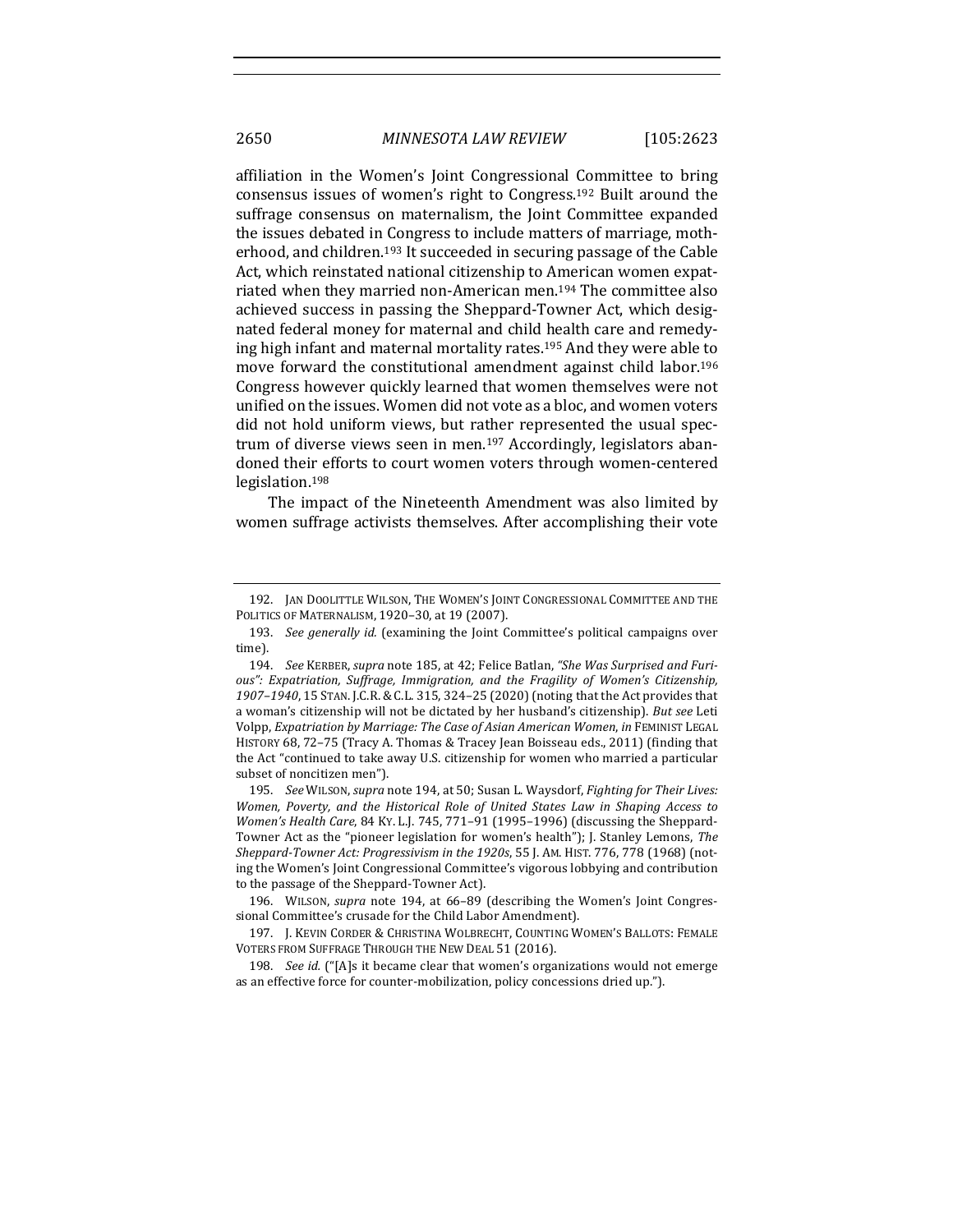affiliation in the Women's Joint Congressional Committee to bring consensus issues of women's right to Congress.[192] Built around the suffrage consensus on maternalism, the Joint Committee expanded the issues debated in Congress to include matters of marriage, motherhood, and children.[193] It succeeded in securing passage of the Cable Act, which reinstated national citizenship to American women expatriated when they married non-American men.[194] The committee also achieved success in passing the Sheppard-Towner Act, which designated federal money for maternal and child health care and remedying high infant and maternal mortality rates.[195] And they were able to move forward the constitutional amendment against child labor.[196] Congress however quickly learned that women themselves were not unified on the issues. Women did not vote as a bloc, and women voters did not hold uniform views, but rather represented the usual spectrum of diverse views seen in men.[197] Accordingly, legislators abandoned their efforts to court women voters through women-centered legislation.[198]

The impact of the Nineteenth Amendment was also limited by women suffrage activists themselves. After accomplishing their vote

---

192. JAN DOOLITTLE WILSON, THE WOMEN'S JOINT CONGRESSIONAL COMMITTEE AND THE POLITICS OF MATERNALISM, 1920–30, at 19 (2007).

193. *See generally id.* (examining the Joint Committee's political campaigns over time).

194. *See* KERBER, *supra* note 185, at 42; Felice Batlan, *"She Was Surprised and Furious": Expatriation, Suffrage, Immigration, and the Fragility of Women's Citizenship, 1907–1940*, 15 STAN. J.C.R. & C.L. 315, 324–25 (2020) (noting that the Act provides that a woman's citizenship will not be dictated by her husband's citizenship). *But see* Leti Volpp, *Expatriation by Marriage: The Case of Asian American Women*, *in* FEMINIST LEGAL HISTORY 68, 72–75 (Tracy A. Thomas & Tracey Jean Boisseau eds., 2011) (finding that the Act "continued to take away U.S. citizenship for women who married a particular subset of noncitizen men").

195. *See* WILSON, *supra* note 194, at 50; Susan L. Waysdorf, *Fighting for Their Lives: Women, Poverty, and the Historical Role of United States Law in Shaping Access to Women's Health Care*, 84 KY. L.J. 745, 771–91 (1995–1996) (discussing the Sheppard-Towner Act as the "pioneer legislation for women's health"); J. Stanley Lemons, *The Sheppard-Towner Act: Progressivism in the 1920s*, 55 J. AM. HIST. 776, 778 (1968) (noting the Women's Joint Congressional Committee's vigorous lobbying and contribution to the passage of the Sheppard-Towner Act).

196. WILSON, *supra* note 194, at 66–89 (describing the Women's Joint Congressional Committee's crusade for the Child Labor Amendment).

197. J. KEVIN CORDER & CHRISTINA WOLBRECHT, COUNTING WOMEN'S BALLOTS: FEMALE VOTERS FROM SUFFRAGE THROUGH THE NEW DEAL 51 (2016).

198. *See id.* ("[A]s it became clear that women's organizations would not emerge as an effective force for counter-mobilization, policy concessions dried up.").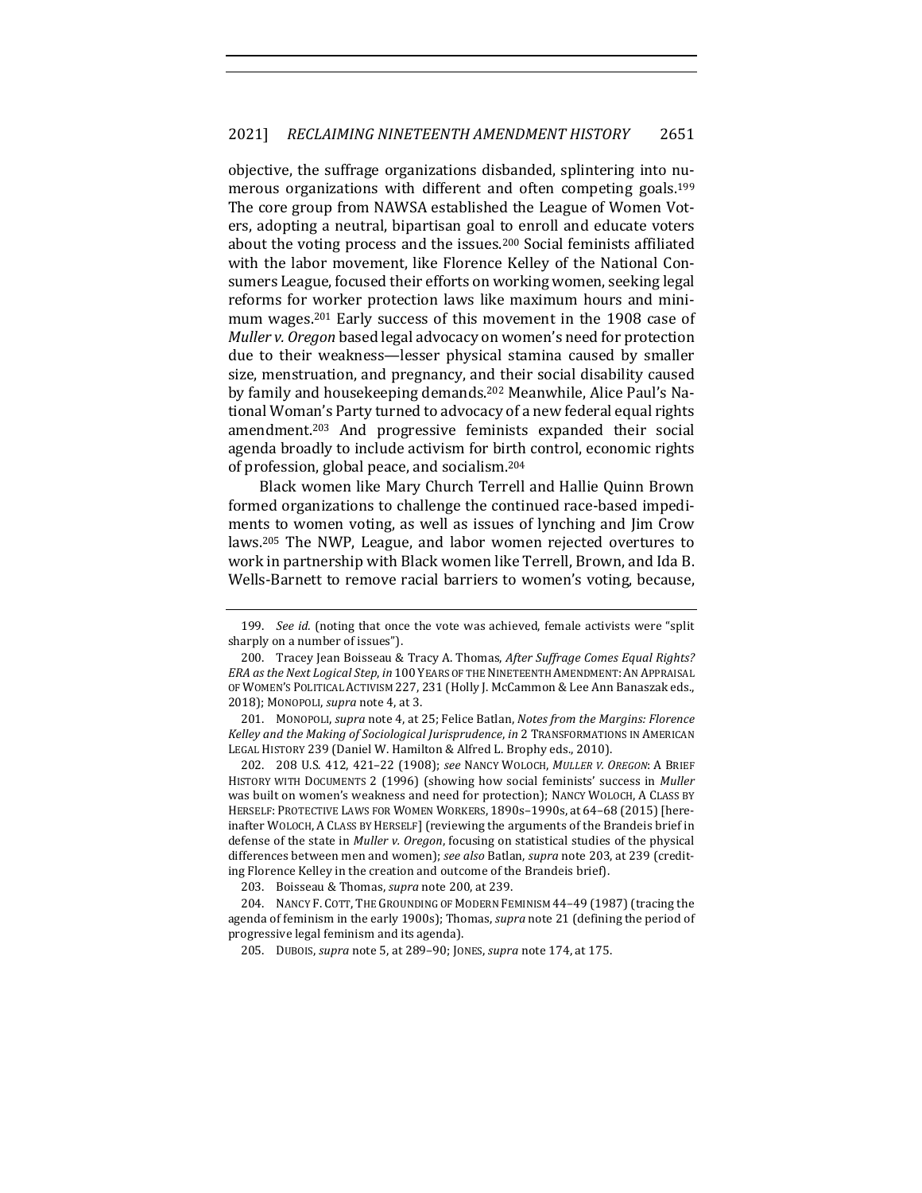objective, the suffrage organizations disbanded, splintering into numerous organizations with different and often competing goals.[199] The core group from NAWSA established the League of Women Voters, adopting a neutral, bipartisan goal to enroll and educate voters about the voting process and the issues.[200] Social feminists affiliated with the labor movement, like Florence Kelley of the National Consumers League, focused their efforts on working women, seeking legal reforms for worker protection laws like maximum hours and minimum wages.[201] Early success of this movement in the 1908 case of *Muller v. Oregon* based legal advocacy on women's need for protection due to their weakness—lesser physical stamina caused by smaller size, menstruation, and pregnancy, and their social disability caused by family and housekeeping demands.[202] Meanwhile, Alice Paul's National Woman's Party turned to advocacy of a new federal equal rights amendment.[203] And progressive feminists expanded their social agenda broadly to include activism for birth control, economic rights of profession, global peace, and socialism.[204]

Black women like Mary Church Terrell and Hallie Quinn Brown formed organizations to challenge the continued race-based impediments to women voting, as well as issues of lynching and Jim Crow laws.[205] The NWP, League, and labor women rejected overtures to work in partnership with Black women like Terrell, Brown, and Ida B. Wells-Barnett to remove racial barriers to women's voting, because,

---

199. *See id.* (noting that once the vote was achieved, female activists were "split sharply on a number of issues").

200. Tracey Jean Boisseau & Tracy A. Thomas, *After Suffrage Comes Equal Rights? ERA as the Next Logical Step*, *in* 100 YEARS OF THE NINETEENTH AMENDMENT: AN APPRAISAL OF WOMEN'S POLITICAL ACTIVISM 227, 231 (Holly J. McCammon & Lee Ann Banaszak eds., 2018); MONOPOLI, *supra* note 4, at 3.

201. MONOPOLI, *supra* note 4, at 25; Felice Batlan, *Notes from the Margins: Florence Kelley and the Making of Sociological Jurisprudence*, *in* 2 TRANSFORMATIONS IN AMERICAN LEGAL HISTORY 239 (Daniel W. Hamilton & Alfred L. Brophy eds., 2010).

202. 208 U.S. 412, 421–22 (1908); *see* NANCY WOLOCH, *MULLER V. OREGON*: A BRIEF HISTORY WITH DOCUMENTS 2 (1996) (showing how social feminists' success in *Muller* was built on women's weakness and need for protection); NANCY WOLOCH, A CLASS BY HERSELF: PROTECTIVE LAWS FOR WOMEN WORKERS, 1890s–1990s, at 64–68 (2015) [hereinafter WOLOCH, A CLASS BY HERSELF] (reviewing the arguments of the Brandeis brief in defense of the state in *Muller v. Oregon*, focusing on statistical studies of the physical differences between men and women); *see also* Batlan, *supra* note 203, at 239 (crediting Florence Kelley in the creation and outcome of the Brandeis brief).

203. Boisseau & Thomas, *supra* note 200, at 239.

204. NANCY F. COTT, THE GROUNDING OF MODERN FEMINISM 44–49 (1987) (tracing the agenda of feminism in the early 1900s); Thomas, *supra* note 21 (defining the period of progressive legal feminism and its agenda).

205. DUBOIS, *supra* note 5, at 289–90; JONES, *supra* note 174, at 175.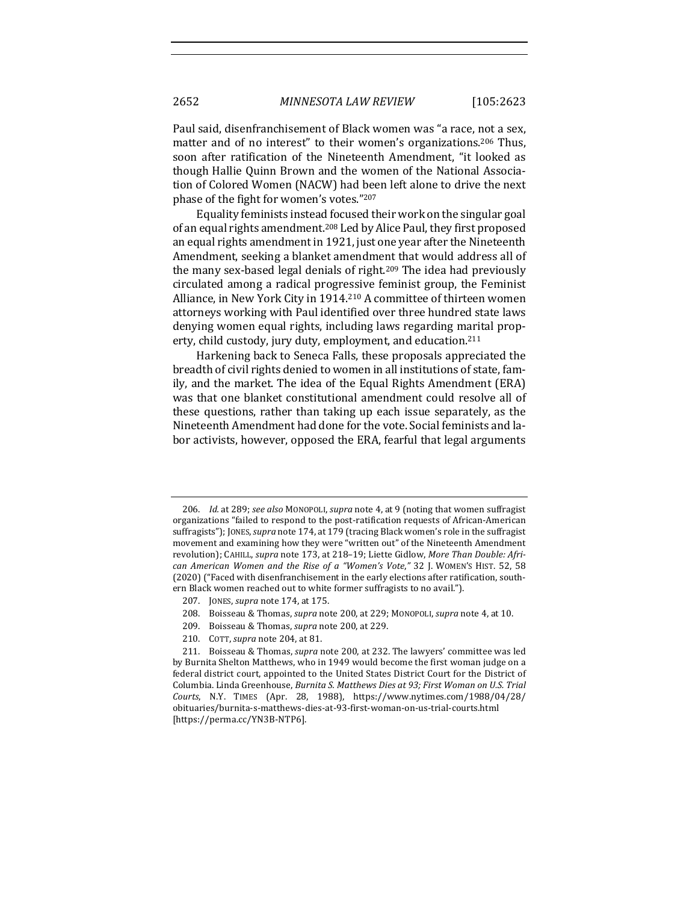Paul said, disenfranchisement of Black women was "a race, not a sex, matter and of no interest" to their women's organizations.[206] Thus, soon after ratification of the Nineteenth Amendment, "it looked as though Hallie Quinn Brown and the women of the National Association of Colored Women (NACW) had been left alone to drive the next phase of the fight for women's votes."[207]

Equality feminists instead focused their work on the singular goal of an equal rights amendment.[208] Led by Alice Paul, they first proposed an equal rights amendment in 1921, just one year after the Nineteenth Amendment, seeking a blanket amendment that would address all of the many sex-based legal denials of right.[209] The idea had previously circulated among a radical progressive feminist group, the Feminist Alliance, in New York City in 1914.[210] A committee of thirteen women attorneys working with Paul identified over three hundred state laws denying women equal rights, including laws regarding marital property, child custody, jury duty, employment, and education.[211]

Harkening back to Seneca Falls, these proposals appreciated the breadth of civil rights denied to women in all institutions of state, family, and the market. The idea of the Equal Rights Amendment (ERA) was that one blanket constitutional amendment could resolve all of these questions, rather than taking up each issue separately, as the Nineteenth Amendment had done for the vote. Social feminists and labor activists, however, opposed the ERA, fearful that legal arguments

---

206. *Id.* at 289; *see also* MONOPOLI, *supra* note 4, at 9 (noting that women suffragist organizations "failed to respond to the post-ratification requests of African-American suffragists"); JONES, *supra* note 174, at 179 (tracing Black women's role in the suffragist movement and examining how they were "written out" of the Nineteenth Amendment revolution); CAHILL, *supra* note 173, at 218–19; Liette Gidlow, *More Than Double: African American Women and the Rise of a "Women's Vote*,*"* 32 J. WOMEN'S HIST. 52, 58 (2020) ("Faced with disenfranchisement in the early elections after ratification, southern Black women reached out to white former suffragists to no avail.").

207. JONES, *supra* note 174, at 175.

208. Boisseau & Thomas, *supra* note 200, at 229; MONOPOLI, *supra* note 4, at 10.

209. Boisseau & Thomas, *supra* note 200, at 229.

210. COTT, *supra* note 204, at 81.

211. Boisseau & Thomas, *supra* note 200, at 232. The lawyers' committee was led by Burnita Shelton Matthews, who in 1949 would become the first woman judge on a federal district court, appointed to the United States District Court for the District of Columbia. Linda Greenhouse, *Burnita S. Matthews Dies at 93; First Woman on U.S. Trial Courts*, N.Y. TIMES (Apr. 28, 1988), https://www.nytimes.com/1988/04/28/obituaries/burnita-s-matthews-dies-at-93-first-woman-on-us-trial-courts.html [https://perma.cc/YN3B-NTP6].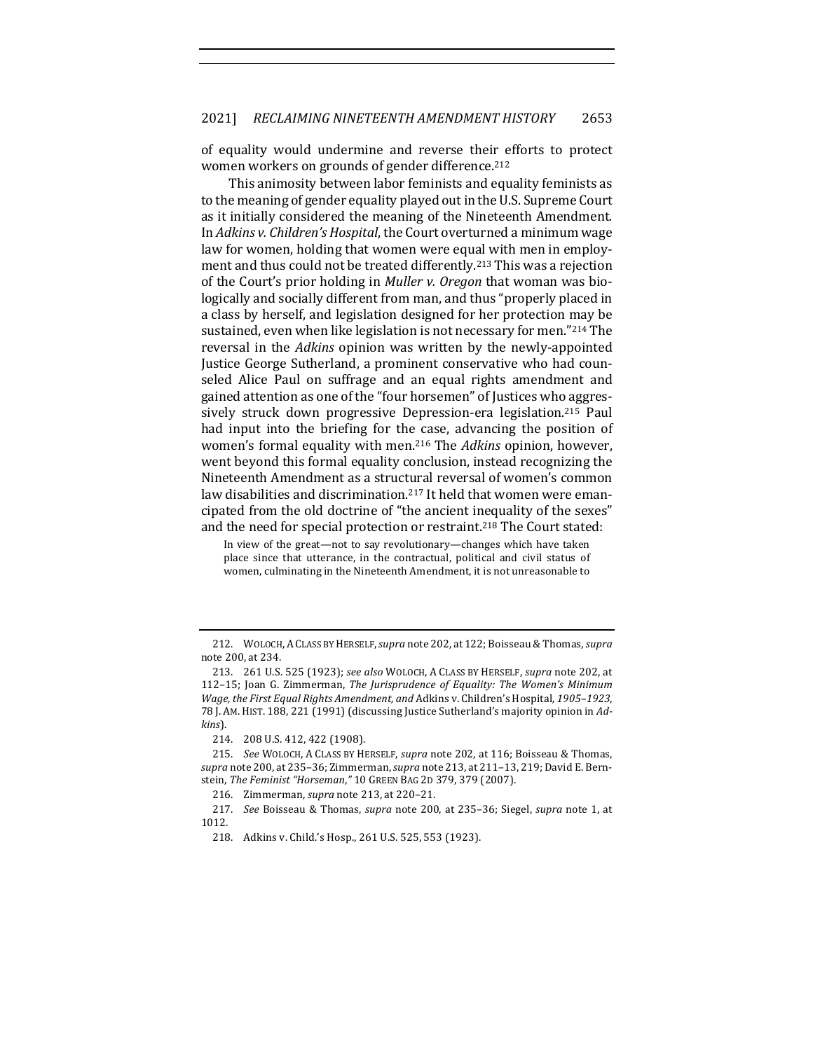of equality would undermine and reverse their efforts to protect women workers on grounds of gender difference.[212]

This animosity between labor feminists and equality feminists as to the meaning of gender equality played out in the U.S. Supreme Court as it initially considered the meaning of the Nineteenth Amendment. In *Adkins v. Children's Hospital*, the Court overturned a minimum wage law for women, holding that women were equal with men in employment and thus could not be treated differently.[213] This was a rejection of the Court's prior holding in *Muller v. Oregon* that woman was biologically and socially different from man, and thus "properly placed in a class by herself, and legislation designed for her protection may be sustained, even when like legislation is not necessary for men."[214] The reversal in the *Adkins* opinion was written by the newly-appointed Justice George Sutherland, a prominent conservative who had counseled Alice Paul on suffrage and an equal rights amendment and gained attention as one of the "four horsemen" of Justices who aggressively struck down progressive Depression-era legislation.[215] Paul had input into the briefing for the case, advancing the position of women's formal equality with men.[216] The *Adkins* opinion, however, went beyond this formal equality conclusion, instead recognizing the Nineteenth Amendment as a structural reversal of women's common law disabilities and discrimination.[217] It held that women were emancipated from the old doctrine of "the ancient inequality of the sexes" and the need for special protection or restraint.[218] The Court stated:

> In view of the great—not to say revolutionary—changes which have taken place since that utterance, in the contractual, political and civil status of women, culminating in the Nineteenth Amendment, it is not unreasonable to

---

212. WOLOCH, A CLASS BY HERSELF, *supra* note 202, at 122; Boisseau & Thomas, *supra* note 200, at 234.

213. 261 U.S. 525 (1923); *see also* WOLOCH, A CLASS BY HERSELF, *supra* note 202, at 112–15; Joan G. Zimmerman, *The Jurisprudence of Equality: The Women's Minimum Wage, the First Equal Rights Amendment, and* Adkins v. Children's Hospital*, 1905–1923*, 78 J. AM. HIST. 188, 221 (1991) (discussing Justice Sutherland's majority opinion in *Adkins*).

214. 208 U.S. 412, 422 (1908).

215. *See* WOLOCH, A CLASS BY HERSELF, *supra* note 202, at 116; Boisseau & Thomas, *supra* note 200, at 235–36; Zimmerman, *supra* note 213, at 211–13, 219; David E. Bernstein, *The Feminist "Horseman*,*"* 10 GREEN BAG 2D 379, 379 (2007).

216. Zimmerman, *supra* note 213, at 220–21.

217. *See* Boisseau & Thomas, *supra* note 200, at 235–36; Siegel, *supra* note 1, at 1012.

218. Adkins v. Child.'s Hosp., 261 U.S. 525, 553 (1923).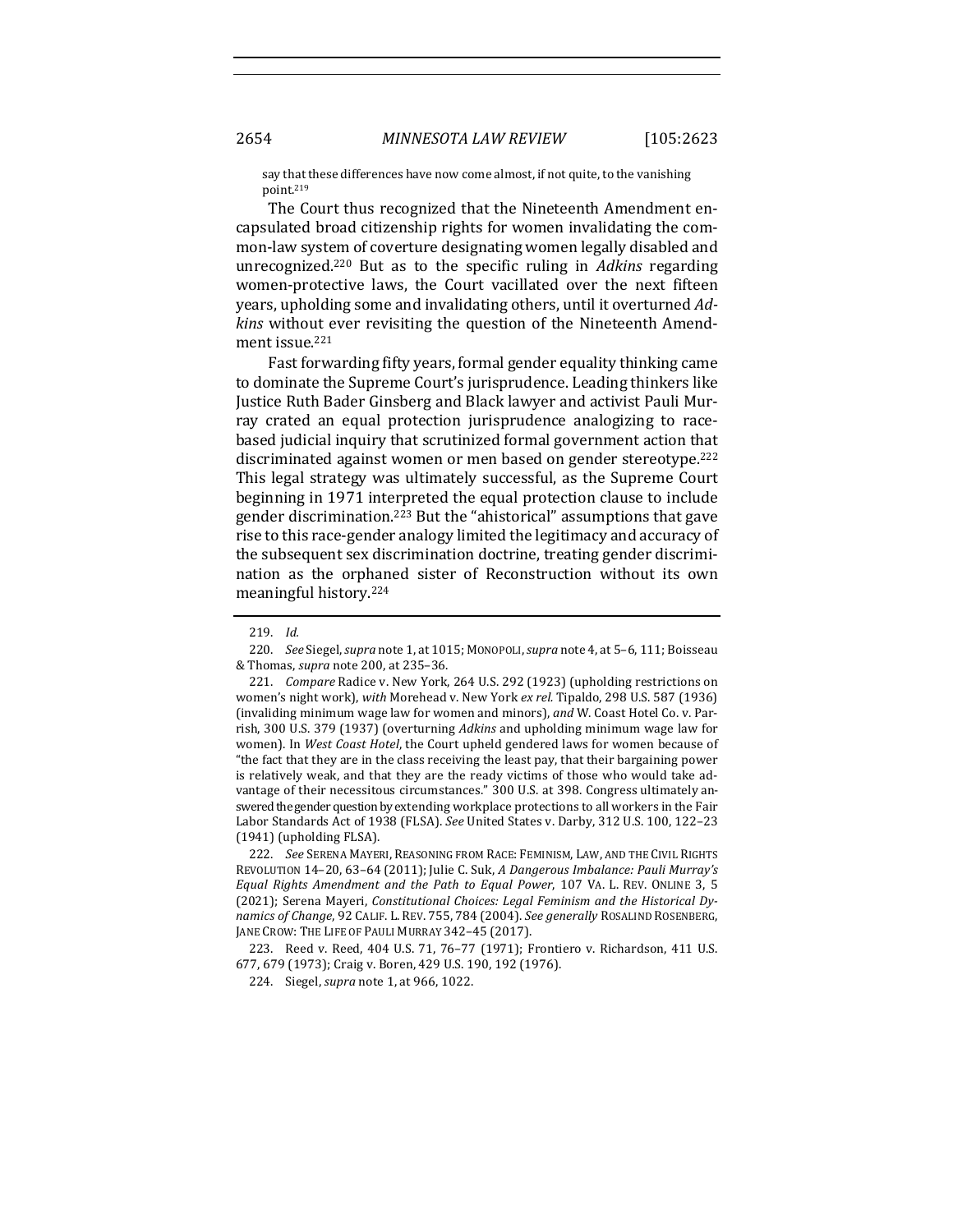say that these differences have now come almost, if not quite, to the vanishing point.[219]

The Court thus recognized that the Nineteenth Amendment encapsulated broad citizenship rights for women invalidating the common-law system of coverture designating women legally disabled and unrecognized.[220] But as to the specific ruling in *Adkins* regarding women-protective laws, the Court vacillated over the next fifteen years, upholding some and invalidating others, until it overturned *Adkins* without ever revisiting the question of the Nineteenth Amendment issue.[221]

Fast forwarding fifty years, formal gender equality thinking came to dominate the Supreme Court's jurisprudence. Leading thinkers like Justice Ruth Bader Ginsberg and Black lawyer and activist Pauli Murray crated an equal protection jurisprudence analogizing to race-based judicial inquiry that scrutinized formal government action that discriminated against women or men based on gender stereotype.[222] This legal strategy was ultimately successful, as the Supreme Court beginning in 1971 interpreted the equal protection clause to include gender discrimination.[223] But the "ahistorical" assumptions that gave rise to this race-gender analogy limited the legitimacy and accuracy of the subsequent sex discrimination doctrine, treating gender discrimination as the orphaned sister of Reconstruction without its own meaningful history.[224]

---

219. *Id.*

220. *See* Siegel, *supra* note 1, at 1015; MONOPOLI, *supra* note 4, at 5–6, 111; Boisseau & Thomas, *supra* note 200, at 235–36.

221. *Compare* Radice v. New York, 264 U.S. 292 (1923) (upholding restrictions on women's night work), *with* Morehead v. New York *ex rel.* Tipaldo, 298 U.S. 587 (1936) (invaliding minimum wage law for women and minors), *and* W. Coast Hotel Co. v. Parrish, 300 U.S. 379 (1937) (overturning *Adkins* and upholding minimum wage law for women). In *West Coast Hotel*, the Court upheld gendered laws for women because of "the fact that they are in the class receiving the least pay, that their bargaining power is relatively weak, and that they are the ready victims of those who would take advantage of their necessitous circumstances." 300 U.S. at 398. Congress ultimately answered the gender question by extending workplace protections to all workers in the Fair Labor Standards Act of 1938 (FLSA). *See* United States v. Darby, 312 U.S. 100, 122–23 (1941) (upholding FLSA).

222. *See* SERENA MAYERI, REASONING FROM RACE: FEMINISM, LAW, AND THE CIVIL RIGHTS REVOLUTION 14–20, 63–64 (2011); Julie C. Suk, *A Dangerous Imbalance: Pauli Murray's Equal Rights Amendment and the Path to Equal Power*, 107 VA. L. REV. ONLINE 3, 5 (2021); Serena Mayeri, *Constitutional Choices: Legal Feminism and the Historical Dynamics of Change*, 92 CALIF. L. REV. 755, 784 (2004). *See generally* ROSALIND ROSENBERG, JANE CROW: THE LIFE OF PAULI MURRAY 342–45 (2017).

223. Reed v. Reed, 404 U.S. 71, 76–77 (1971); Frontiero v. Richardson, 411 U.S. 677, 679 (1973); Craig v. Boren, 429 U.S. 190, 192 (1976).

224. Siegel, *supra* note 1, at 966, 1022.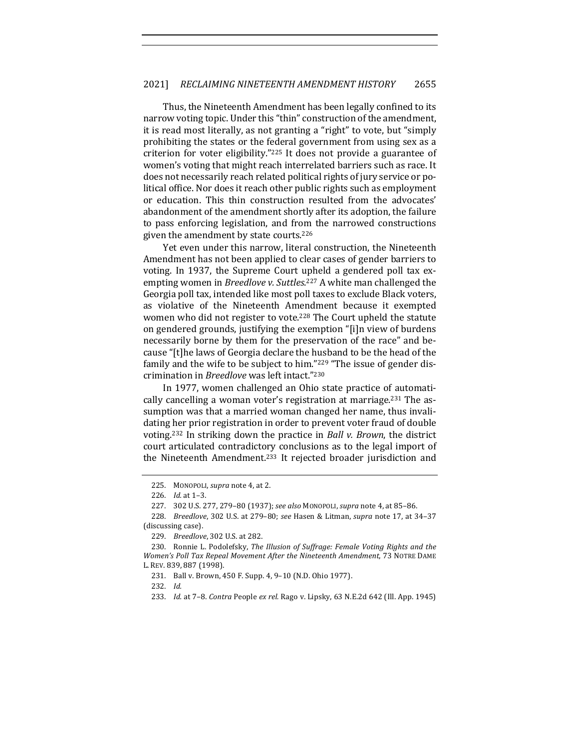Thus, the Nineteenth Amendment has been legally confined to its narrow voting topic. Under this "thin" construction of the amendment, it is read most literally, as not granting a "right" to vote, but "simply prohibiting the states or the federal government from using sex as a criterion for voter eligibility."[225] It does not provide a guarantee of women's voting that might reach interrelated barriers such as race. It does not necessarily reach related political rights of jury service or political office. Nor does it reach other public rights such as employment or education. This thin construction resulted from the advocates' abandonment of the amendment shortly after its adoption, the failure to pass enforcing legislation, and from the narrowed constructions given the amendment by state courts.[226]

Yet even under this narrow, literal construction, the Nineteenth Amendment has not been applied to clear cases of gender barriers to voting. In 1937, the Supreme Court upheld a gendered poll tax exempting women in *Breedlove v. Suttles*.[227] A white man challenged the Georgia poll tax, intended like most poll taxes to exclude Black voters, as violative of the Nineteenth Amendment because it exempted women who did not register to vote.[228] The Court upheld the statute on gendered grounds, justifying the exemption "[i]n view of burdens necessarily borne by them for the preservation of the race" and because "[t]he laws of Georgia declare the husband to be the head of the family and the wife to be subject to him."[229] "The issue of gender discrimination in *Breedlove* was left intact."[230]

In 1977, women challenged an Ohio state practice of automatically cancelling a woman voter's registration at marriage.[231] The assumption was that a married woman changed her name, thus invalidating her prior registration in order to prevent voter fraud of double voting.[232] In striking down the practice in *Ball v. Brown*, the district court articulated contradictory conclusions as to the legal import of the Nineteenth Amendment.[233] It rejected broader jurisdiction and

---

225. MONOPOLI, *supra* note 4, at 2.

226. *Id.* at 1–3.

227. 302 U.S. 277, 279–80 (1937); *see also* MONOPOLI, *supra* note 4, at 85–86.

228. *Breedlove*, 302 U.S. at 279–80; *see* Hasen & Litman, *supra* note 17, at 34–37 (discussing case).

229. *Breedlove*, 302 U.S. at 282.

230. Ronnie L. Podolefsky, *The Illusion of Suffrage: Female Voting Rights and the Women's Poll Tax Repeal Movement After the Nineteenth Amendment*, 73 NOTRE DAME L. REV. 839, 887 (1998).

231. Ball v. Brown, 450 F. Supp. 4, 9–10 (N.D. Ohio 1977).

232. *Id.*

233. *Id.* at 7–8. *Contra* People *ex rel.* Rago v. Lipsky, 63 N.E.2d 642 (Ill. App. 1945)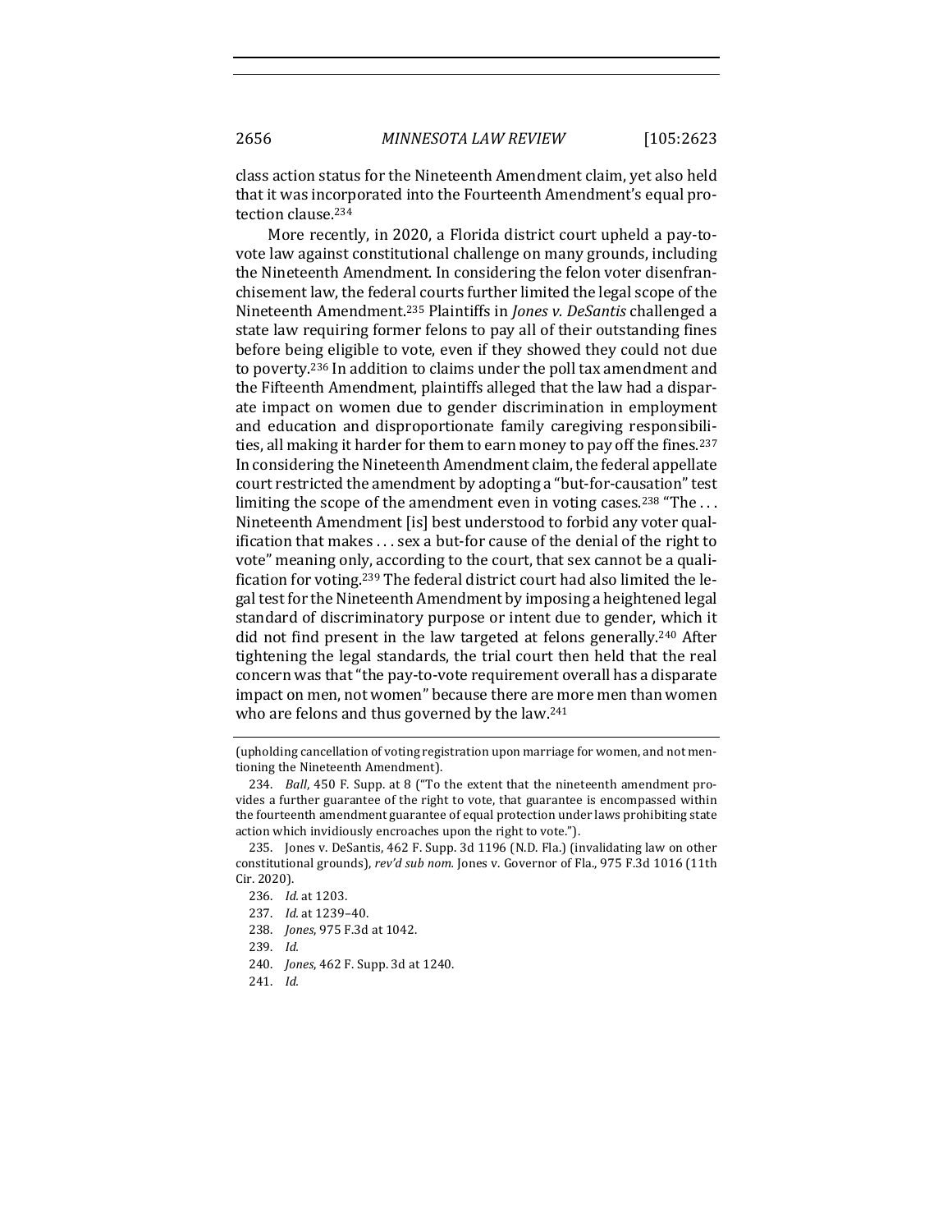class action status for the Nineteenth Amendment claim, yet also held that it was incorporated into the Fourteenth Amendment's equal protection clause.[234]

More recently, in 2020, a Florida district court upheld a pay-to-vote law against constitutional challenge on many grounds, including the Nineteenth Amendment. In considering the felon voter disenfranchisement law, the federal courts further limited the legal scope of the Nineteenth Amendment.[235] Plaintiffs in *Jones v. DeSantis* challenged a state law requiring former felons to pay all of their outstanding fines before being eligible to vote, even if they showed they could not due to poverty.[236] In addition to claims under the poll tax amendment and the Fifteenth Amendment, plaintiffs alleged that the law had a disparate impact on women due to gender discrimination in employment and education and disproportionate family caregiving responsibilities, all making it harder for them to earn money to pay off the fines.[237] In considering the Nineteenth Amendment claim, the federal appellate court restricted the amendment by adopting a "but-for-causation" test limiting the scope of the amendment even in voting cases.[238] "The . . . Nineteenth Amendment [is] best understood to forbid any voter qualification that makes . . . sex a but-for cause of the denial of the right to vote" meaning only, according to the court, that sex cannot be a qualification for voting.[239] The federal district court had also limited the legal test for the Nineteenth Amendment by imposing a heightened legal standard of discriminatory purpose or intent due to gender, which it did not find present in the law targeted at felons generally.[240] After tightening the legal standards, the trial court then held that the real concern was that "the pay-to-vote requirement overall has a disparate impact on men, not women" because there are more men than women who are felons and thus governed by the law.[241]

(upholding cancellation of voting registration upon marriage for women, and not mentioning the Nineteenth Amendment).

234. *Ball*, 450 F. Supp. at 8 ("To the extent that the nineteenth amendment provides a further guarantee of the right to vote, that guarantee is encompassed within the fourteenth amendment guarantee of equal protection under laws prohibiting state action which invidiously encroaches upon the right to vote.").

235. Jones v. DeSantis, 462 F. Supp. 3d 1196 (N.D. Fla.) (invalidating law on other constitutional grounds), *rev'd sub nom.* Jones v. Governor of Fla., 975 F.3d 1016 (11th Cir. 2020).

236. *Id.* at 1203.

237. *Id.* at 1239–40.

238. *Jones*, 975 F.3d at 1042.

239. *Id.*

240. *Jones*, 462 F. Supp. 3d at 1240.

241. *Id.*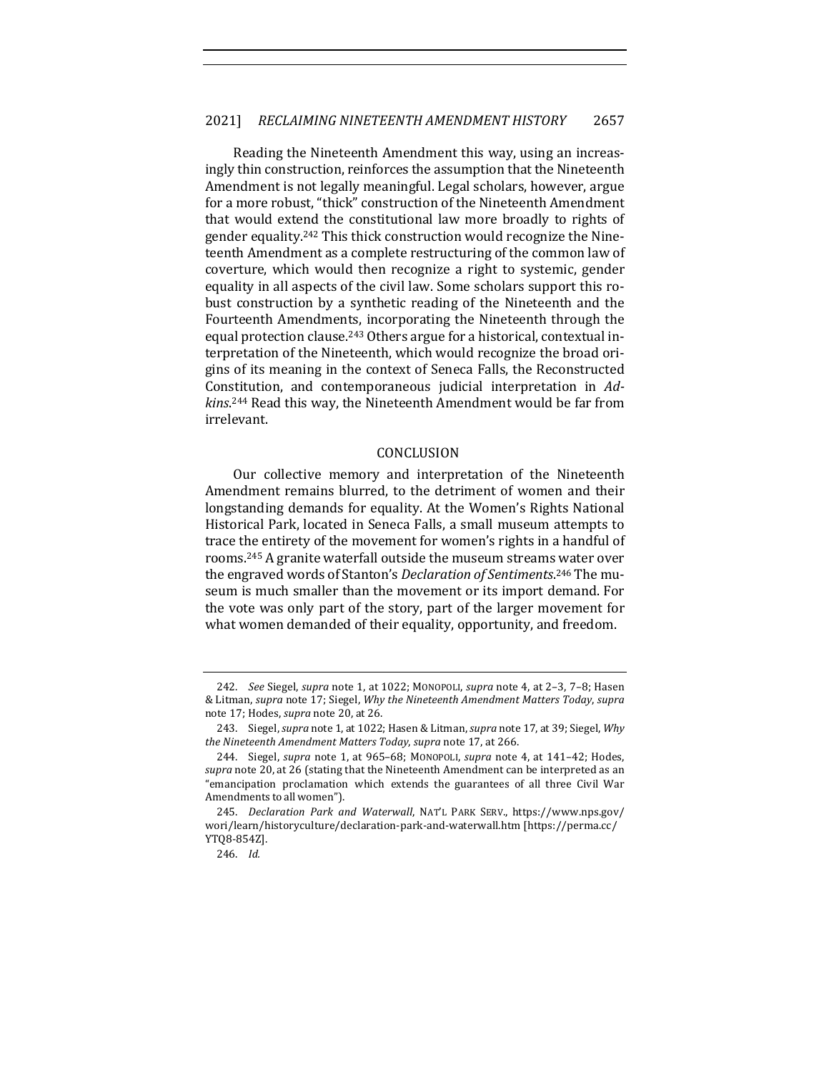Reading the Nineteenth Amendment this way, using an increasingly thin construction, reinforces the assumption that the Nineteenth Amendment is not legally meaningful. Legal scholars, however, argue for a more robust, "thick" construction of the Nineteenth Amendment that would extend the constitutional law more broadly to rights of gender equality.[242] This thick construction would recognize the Nineteenth Amendment as a complete restructuring of the common law of coverture, which would then recognize a right to systemic, gender equality in all aspects of the civil law. Some scholars support this robust construction by a synthetic reading of the Nineteenth and the Fourteenth Amendments, incorporating the Nineteenth through the equal protection clause.[243] Others argue for a historical, contextual interpretation of the Nineteenth, which would recognize the broad origins of its meaning in the context of Seneca Falls, the Reconstructed Constitution, and contemporaneous judicial interpretation in *Adkins*.[244] Read this way, the Nineteenth Amendment would be far from irrelevant.

## CONCLUSION

Our collective memory and interpretation of the Nineteenth Amendment remains blurred, to the detriment of women and their longstanding demands for equality. At the Women's Rights National Historical Park, located in Seneca Falls, a small museum attempts to trace the entirety of the movement for women's rights in a handful of rooms.[245] A granite waterfall outside the museum streams water over the engraved words of Stanton's *Declaration of Sentiments*.[246] The museum is much smaller than the movement or its import demand. For the vote was only part of the story, part of the larger movement for what women demanded of their equality, opportunity, and freedom.

---

242. *See* Siegel, *supra* note 1, at 1022; MONOPOLI, *supra* note 4, at 2–3, 7–8; Hasen & Litman, *supra* note 17; Siegel, *Why the Nineteenth Amendment Matters Today*, *supra* note 17; Hodes, *supra* note 20, at 26.

243. Siegel, *supra* note 1, at 1022; Hasen & Litman, *supra* note 17, at 39; Siegel, *Why the Nineteenth Amendment Matters Today*, *supra* note 17, at 266.

244. Siegel, *supra* note 1, at 965–68; MONOPOLI, *supra* note 4, at 141–42; Hodes, *supra* note 20, at 26 (stating that the Nineteenth Amendment can be interpreted as an "emancipation proclamation which extends the guarantees of all three Civil War Amendments to all women").

245. *Declaration Park and Waterwall*, NAT'L PARK SERV., https://www.nps.gov/wori/learn/historyculture/declaration-park-and-waterwall.htm [https://perma.cc/YTQ8-854Z].

246. *Id.*